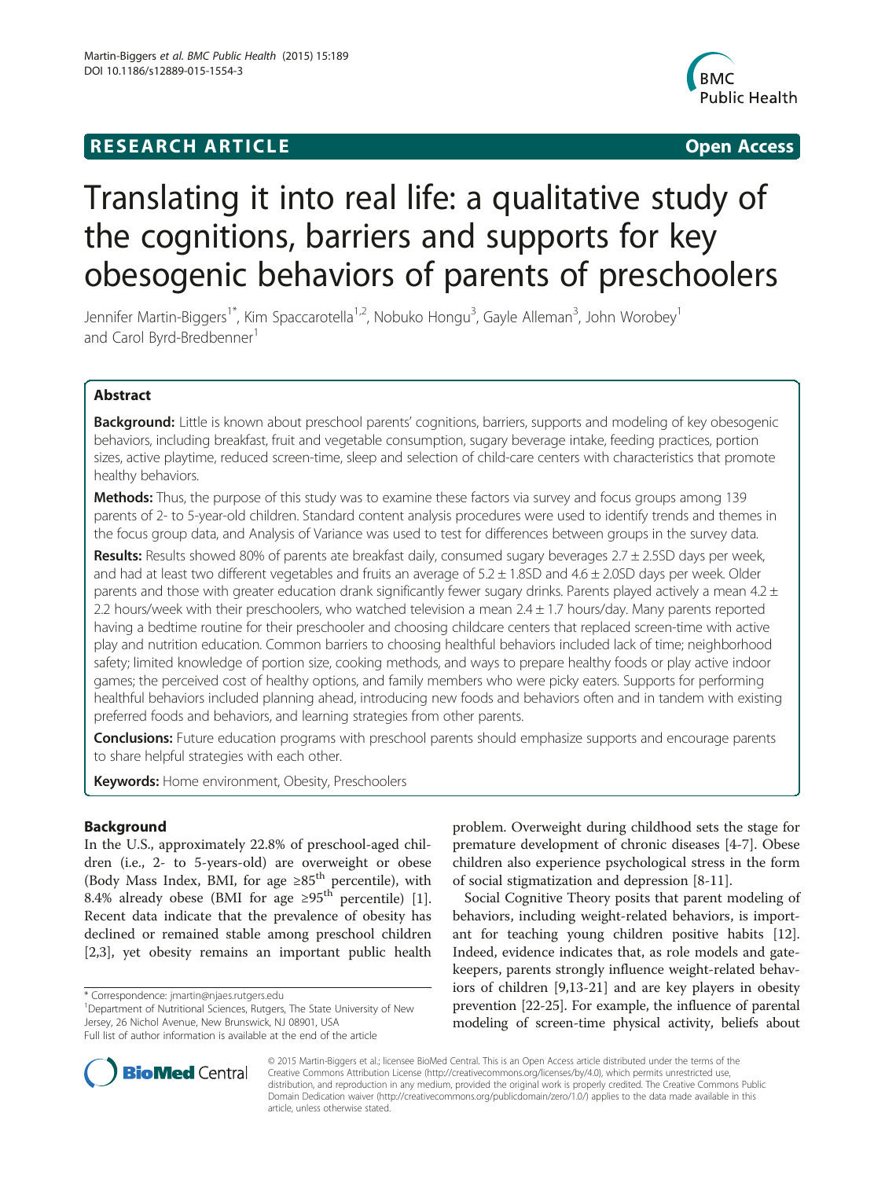**RESEARCH ARTICLE** **Open Access**

# Translating it into real life: a qualitative study of the cognitions, barriers and supports for key obesogenic behaviors of parents of preschoolers

Jennifer Martin-Biggers[1*], Kim Spaccarotella[1,2], Nobuko Hongu[3], Gayle Alleman[3], John Worobey[1] and Carol Byrd-Bredbenner[1]

## Abstract

**Background:** Little is known about preschool parents' cognitions, barriers, supports and modeling of key obesogenic behaviors, including breakfast, fruit and vegetable consumption, sugary beverage intake, feeding practices, portion sizes, active playtime, reduced screen-time, sleep and selection of child-care centers with characteristics that promote healthy behaviors.

**Methods:** Thus, the purpose of this study was to examine these factors via survey and focus groups among 139 parents of 2- to 5-year-old children. Standard content analysis procedures were used to identify trends and themes in the focus group data, and Analysis of Variance was used to test for differences between groups in the survey data.

**Results:** Results showed 80% of parents ate breakfast daily, consumed sugary beverages 2.7 ± 2.5SD days per week, and had at least two different vegetables and fruits an average of 5.2 ± 1.8SD and 4.6 ± 2.0SD days per week. Older parents and those with greater education drank significantly fewer sugary drinks. Parents played actively a mean 4.2 ± 2.2 hours/week with their preschoolers, who watched television a mean 2.4 ± 1.7 hours/day. Many parents reported having a bedtime routine for their preschooler and choosing childcare centers that replaced screen-time with active play and nutrition education. Common barriers to choosing healthful behaviors included lack of time; neighborhood safety; limited knowledge of portion size, cooking methods, and ways to prepare healthy foods or play active indoor games; the perceived cost of healthy options, and family members who were picky eaters. Supports for performing healthful behaviors included planning ahead, introducing new foods and behaviors often and in tandem with existing preferred foods and behaviors, and learning strategies from other parents.

**Conclusions:** Future education programs with preschool parents should emphasize supports and encourage parents to share helpful strategies with each other.

**Keywords:** Home environment, Obesity, Preschoolers

## Background

In the U.S., approximately 22.8% of preschool-aged children (i.e., 2- to 5-years-old) are overweight or obese (Body Mass Index, BMI, for age ≥85th percentile), with 8.4% already obese (BMI for age ≥95th percentile) [1]. Recent data indicate that the prevalence of obesity has declined or remained stable among preschool children [2,3], yet obesity remains an important public health problem. Overweight during childhood sets the stage for premature development of chronic diseases [4-7]. Obese children also experience psychological stress in the form of social stigmatization and depression [8-11].

Social Cognitive Theory posits that parent modeling of behaviors, including weight-related behaviors, is important for teaching young children positive habits [12]. Indeed, evidence indicates that, as role models and gatekeepers, parents strongly influence weight-related behaviors of children [9,13-21] and are key players in obesity prevention [22-25]. For example, the influence of parental modeling of screen-time physical activity, beliefs about

\* Correspondence: jmartin@njaes.rutgers.edu
[1]Department of Nutritional Sciences, Rutgers, The State University of New Jersey, 26 Nichol Avenue, New Brunswick, NJ 08901, USA
Full list of author information is available at the end of the article

© 2015 Martin-Biggers et al.; licensee BioMed Central. This is an Open Access article distributed under the terms of the Creative Commons Attribution License (http://creativecommons.org/licenses/by/4.0), which permits unrestricted use, distribution, and reproduction in any medium, provided the original work is properly credited. The Creative Commons Public Domain Dedication waiver (http://creativecommons.org/publicdomain/zero/1.0/) applies to the data made available in this article, unless otherwise stated.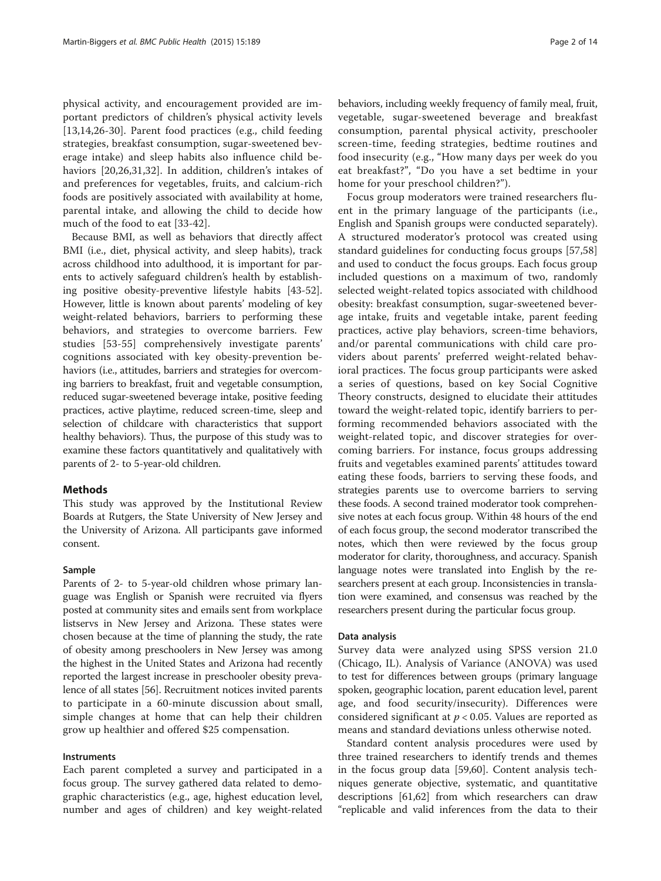physical activity, and encouragement provided are important predictors of children's physical activity levels [13,14,26-30]. Parent food practices (e.g., child feeding strategies, breakfast consumption, sugar-sweetened beverage intake) and sleep habits also influence child behaviors [20,26,31,32]. In addition, children's intakes of and preferences for vegetables, fruits, and calcium-rich foods are positively associated with availability at home, parental intake, and allowing the child to decide how much of the food to eat [33-42].

Because BMI, as well as behaviors that directly affect BMI (i.e., diet, physical activity, and sleep habits), track across childhood into adulthood, it is important for parents to actively safeguard children's health by establishing positive obesity-preventive lifestyle habits [43-52]. However, little is known about parents' modeling of key weight-related behaviors, barriers to performing these behaviors, and strategies to overcome barriers. Few studies [53-55] comprehensively investigate parents' cognitions associated with key obesity-prevention behaviors (i.e., attitudes, barriers and strategies for overcoming barriers to breakfast, fruit and vegetable consumption, reduced sugar-sweetened beverage intake, positive feeding practices, active playtime, reduced screen-time, sleep and selection of childcare with characteristics that support healthy behaviors). Thus, the purpose of this study was to examine these factors quantitatively and qualitatively with parents of 2- to 5-year-old children.

## Methods

This study was approved by the Institutional Review Boards at Rutgers, the State University of New Jersey and the University of Arizona. All participants gave informed consent.

### Sample

Parents of 2- to 5-year-old children whose primary language was English or Spanish were recruited via flyers posted at community sites and emails sent from workplace listservs in New Jersey and Arizona. These states were chosen because at the time of planning the study, the rate of obesity among preschoolers in New Jersey was among the highest in the United States and Arizona had recently reported the largest increase in preschooler obesity prevalence of all states [56]. Recruitment notices invited parents to participate in a 60-minute discussion about small, simple changes at home that can help their children grow up healthier and offered $25 compensation.

### Instruments

Each parent completed a survey and participated in a focus group. The survey gathered data related to demographic characteristics (e.g., age, highest education level, number and ages of children) and key weight-related behaviors, including weekly frequency of family meal, fruit, vegetable, sugar-sweetened beverage and breakfast consumption, parental physical activity, preschooler screen-time, feeding strategies, bedtime routines and food insecurity (e.g., "How many days per week do you eat breakfast?", "Do you have a set bedtime in your home for your preschool children?").

Focus group moderators were trained researchers fluent in the primary language of the participants (i.e., English and Spanish groups were conducted separately). A structured moderator's protocol was created using standard guidelines for conducting focus groups [57,58] and used to conduct the focus groups. Each focus group included questions on a maximum of two, randomly selected weight-related topics associated with childhood obesity: breakfast consumption, sugar-sweetened beverage intake, fruits and vegetable intake, parent feeding practices, active play behaviors, screen-time behaviors, and/or parental communications with child care providers about parents' preferred weight-related behavioral practices. The focus group participants were asked a series of questions, based on key Social Cognitive Theory constructs, designed to elucidate their attitudes toward the weight-related topic, identify barriers to performing recommended behaviors associated with the weight-related topic, and discover strategies for overcoming barriers. For instance, focus groups addressing fruits and vegetables examined parents' attitudes toward eating these foods, barriers to serving these foods, and strategies parents use to overcome barriers to serving these foods. A second trained moderator took comprehensive notes at each focus group. Within 48 hours of the end of each focus group, the second moderator transcribed the notes, which then were reviewed by the focus group moderator for clarity, thoroughness, and accuracy. Spanish language notes were translated into English by the researchers present at each group. Inconsistencies in translation were examined, and consensus was reached by the researchers present during the particular focus group.

### Data analysis

Survey data were analyzed using SPSS version 21.0 (Chicago, IL). Analysis of Variance (ANOVA) was used to test for differences between groups (primary language spoken, geographic location, parent education level, parent age, and food security/insecurity). Differences were considered significant at $p < 0.05$. Values are reported as means and standard deviations unless otherwise noted.

Standard content analysis procedures were used by three trained researchers to identify trends and themes in the focus group data [59,60]. Content analysis techniques generate objective, systematic, and quantitative descriptions [61,62] from which researchers can draw "replicable and valid inferences from the data to their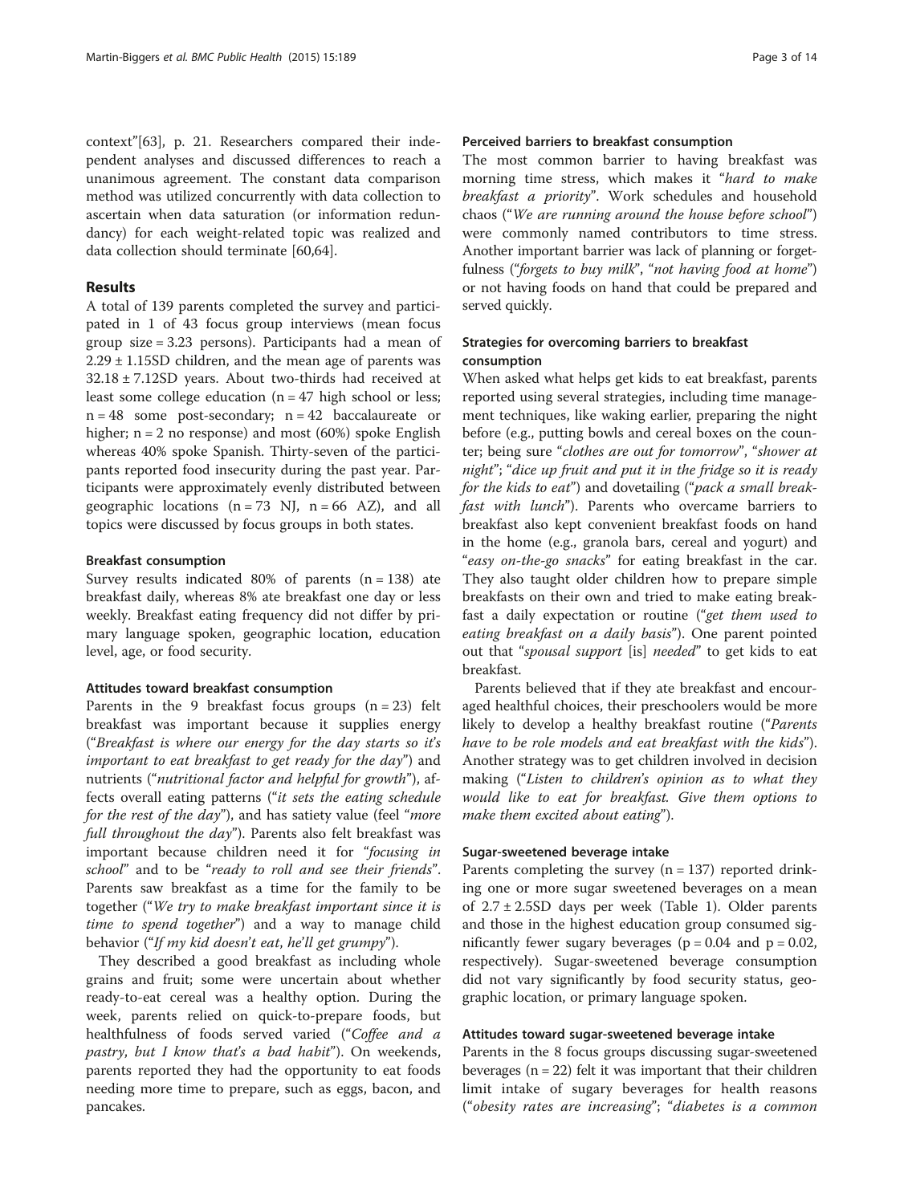context"[63], p. 21. Researchers compared their independent analyses and discussed differences to reach a unanimous agreement. The constant data comparison method was utilized concurrently with data collection to ascertain when data saturation (or information redundancy) for each weight-related topic was realized and data collection should terminate [60,64].

## Results

A total of 139 parents completed the survey and participated in 1 of 43 focus group interviews (mean focus group size = 3.23 persons). Participants had a mean of 2.29 ± 1.15SD children, and the mean age of parents was 32.18 ± 7.12SD years. About two-thirds had received at least some college education (n = 47 high school or less; n = 48 some post-secondary; n = 42 baccalaureate or higher; n = 2 no response) and most (60%) spoke English whereas 40% spoke Spanish. Thirty-seven of the participants reported food insecurity during the past year. Participants were approximately evenly distributed between geographic locations (n = 73 NJ, n = 66 AZ), and all topics were discussed by focus groups in both states.

### Breakfast consumption

Survey results indicated 80% of parents (n = 138) ate breakfast daily, whereas 8% ate breakfast one day or less weekly. Breakfast eating frequency did not differ by primary language spoken, geographic location, education level, age, or food security.

### Attitudes toward breakfast consumption

Parents in the 9 breakfast focus groups (n = 23) felt breakfast was important because it supplies energy ("*Breakfast is where our energy for the day starts so it's important to eat breakfast to get ready for the day*") and nutrients ("*nutritional factor and helpful for growth*"), affects overall eating patterns ("*it sets the eating schedule for the rest of the day*"), and has satiety value (feel "*more full throughout the day*"). Parents also felt breakfast was important because children need it for "*focusing in school*" and to be "*ready to roll and see their friends*". Parents saw breakfast as a time for the family to be together ("*We try to make breakfast important since it is time to spend together*") and a way to manage child behavior ("*If my kid doesn't eat, he'll get grumpy*").

They described a good breakfast as including whole grains and fruit; some were uncertain about whether ready-to-eat cereal was a healthy option. During the week, parents relied on quick-to-prepare foods, but healthfulness of foods served varied ("*Coffee and a pastry, but I know that's a bad habit*"). On weekends, parents reported they had the opportunity to eat foods needing more time to prepare, such as eggs, bacon, and pancakes.

### Perceived barriers to breakfast consumption

The most common barrier to having breakfast was morning time stress, which makes it "*hard to make breakfast a priority*". Work schedules and household chaos ("*We are running around the house before school*") were commonly named contributors to time stress. Another important barrier was lack of planning or forgetfulness ("*forgets to buy milk*", "*not having food at home*") or not having foods on hand that could be prepared and served quickly.

### Strategies for overcoming barriers to breakfast consumption

When asked what helps get kids to eat breakfast, parents reported using several strategies, including time management techniques, like waking earlier, preparing the night before (e.g., putting bowls and cereal boxes on the counter; being sure "*clothes are out for tomorrow*", "*shower at night*"; "*dice up fruit and put it in the fridge so it is ready for the kids to eat*") and dovetailing ("*pack a small breakfast with lunch*"). Parents who overcame barriers to breakfast also kept convenient breakfast foods on hand in the home (e.g., granola bars, cereal and yogurt) and "*easy on-the-go snacks*" for eating breakfast in the car. They also taught older children how to prepare simple breakfasts on their own and tried to make eating breakfast a daily expectation or routine ("*get them used to eating breakfast on a daily basis*"). One parent pointed out that "*spousal support* [is] *needed*" to get kids to eat breakfast.

Parents believed that if they ate breakfast and encouraged healthful choices, their preschoolers would be more likely to develop a healthy breakfast routine ("*Parents have to be role models and eat breakfast with the kids*"). Another strategy was to get children involved in decision making ("*Listen to children's opinion as to what they would like to eat for breakfast. Give them options to make them excited about eating*").

### Sugar-sweetened beverage intake

Parents completing the survey (n = 137) reported drinking one or more sugar sweetened beverages on a mean of 2.7 ± 2.5SD days per week (Table 1). Older parents and those in the highest education group consumed significantly fewer sugary beverages ($p = 0.04$ and $p = 0.02$, respectively). Sugar-sweetened beverage consumption did not vary significantly by food security status, geographic location, or primary language spoken.

### Attitudes toward sugar-sweetened beverage intake

Parents in the 8 focus groups discussing sugar-sweetened beverages (n = 22) felt it was important that their children limit intake of sugary beverages for health reasons ("*obesity rates are increasing*"; "*diabetes is a common*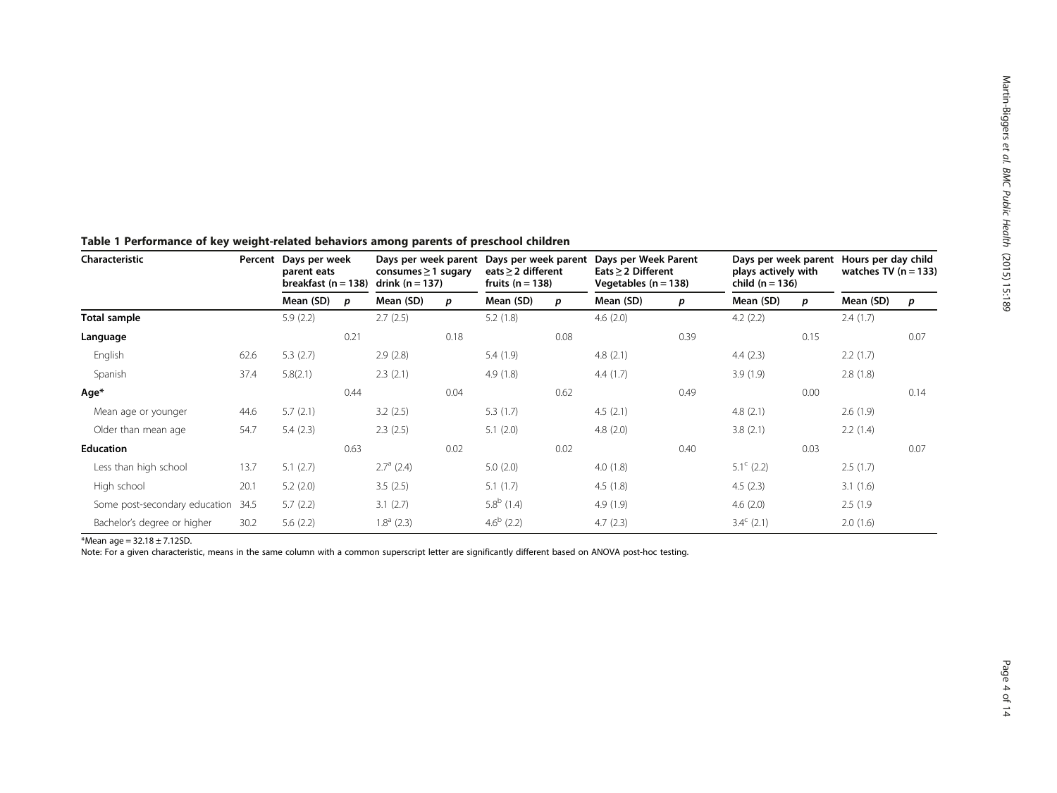**Table 1 Performance of key weight-related behaviors among parents of preschool children**

| Characteristic | Percent | Days per week parent eats breakfast (n = 138) | | Days per week parent consumes ≥ 1 sugary drink (n = 137) | | Days per week parent eats ≥ 2 different fruits (n = 138) | | Days per Week Parent Eats ≥ 2 Different Vegetables (n = 138) | | Days per week parent plays actively with child (n = 136) | | Hours per day child watches TV (n = 133) | |
|---|---|---|---|---|---|---|---|---|---|---|---|---|---|
| | | Mean (SD) | *p* | Mean (SD) | *p* | Mean (SD) | *p* | Mean (SD) | *p* | Mean (SD) | *p* | Mean (SD) | *p* |
| **Total sample** | | 5.9 (2.2) | | 2.7 (2.5) | | 5.2 (1.8) | | 4.6 (2.0) | | 4.2 (2.2) | | 2.4 (1.7) | |
| **Language** | | | 0.21 | | 0.18 | | 0.08 | | 0.39 | | 0.15 | | 0.07 |
| English | 62.6 | 5.3 (2.7) | | 2.9 (2.8) | | 5.4 (1.9) | | 4.8 (2.1) | | 4.4 (2.3) | | 2.2 (1.7) | |
| Spanish | 37.4 | 5.8(2.1) | | 2.3 (2.1) | | 4.9 (1.8) | | 4.4 (1.7) | | 3.9 (1.9) | | 2.8 (1.8) | |
| **Age*** | | | 0.44 | | 0.04 | | 0.62 | | 0.49 | | 0.00 | | 0.14 |
| Mean age or younger | 44.6 | 5.7 (2.1) | | 3.2 (2.5) | | 5.3 (1.7) | | 4.5 (2.1) | | 4.8 (2.1) | | 2.6 (1.9) | |
| Older than mean age | 54.7 | 5.4 (2.3) | | 2.3 (2.5) | | 5.1 (2.0) | | 4.8 (2.0) | | 3.8 (2.1) | | 2.2 (1.4) | |
| **Education** | | | 0.63 | | 0.02 | | 0.02 | | 0.40 | | 0.03 | | 0.07 |
| Less than high school | 13.7 | 5.1 (2.7) | | 2.7[a] (2.4) | | 5.0 (2.0) | | 4.0 (1.8) | | 5.1[c] (2.2) | | 2.5 (1.7) | |
| High school | 20.1 | 5.2 (2.0) | | 3.5 (2.5) | | 5.1 (1.7) | | 4.5 (1.8) | | 4.5 (2.3) | | 3.1 (1.6) | |
| Some post-secondary education | 34.5 | 5.7 (2.2) | | 3.1 (2.7) | | 5.8[b] (1.4) | | 4.9 (1.9) | | 4.6 (2.0) | | 2.5 (1.9 | |
| Bachelor's degree or higher | 30.2 | 5.6 (2.2) | | 1.8[a] (2.3) | | 4.6[b] (2.2) | | 4.7 (2.3) | | 3.4[c] (2.1) | | 2.0 (1.6) | |

*Mean age = 32.18 ± 7.12SD.

Note: For a given characteristic, means in the same column with a common superscript letter are significantly different based on ANOVA post-hoc testing.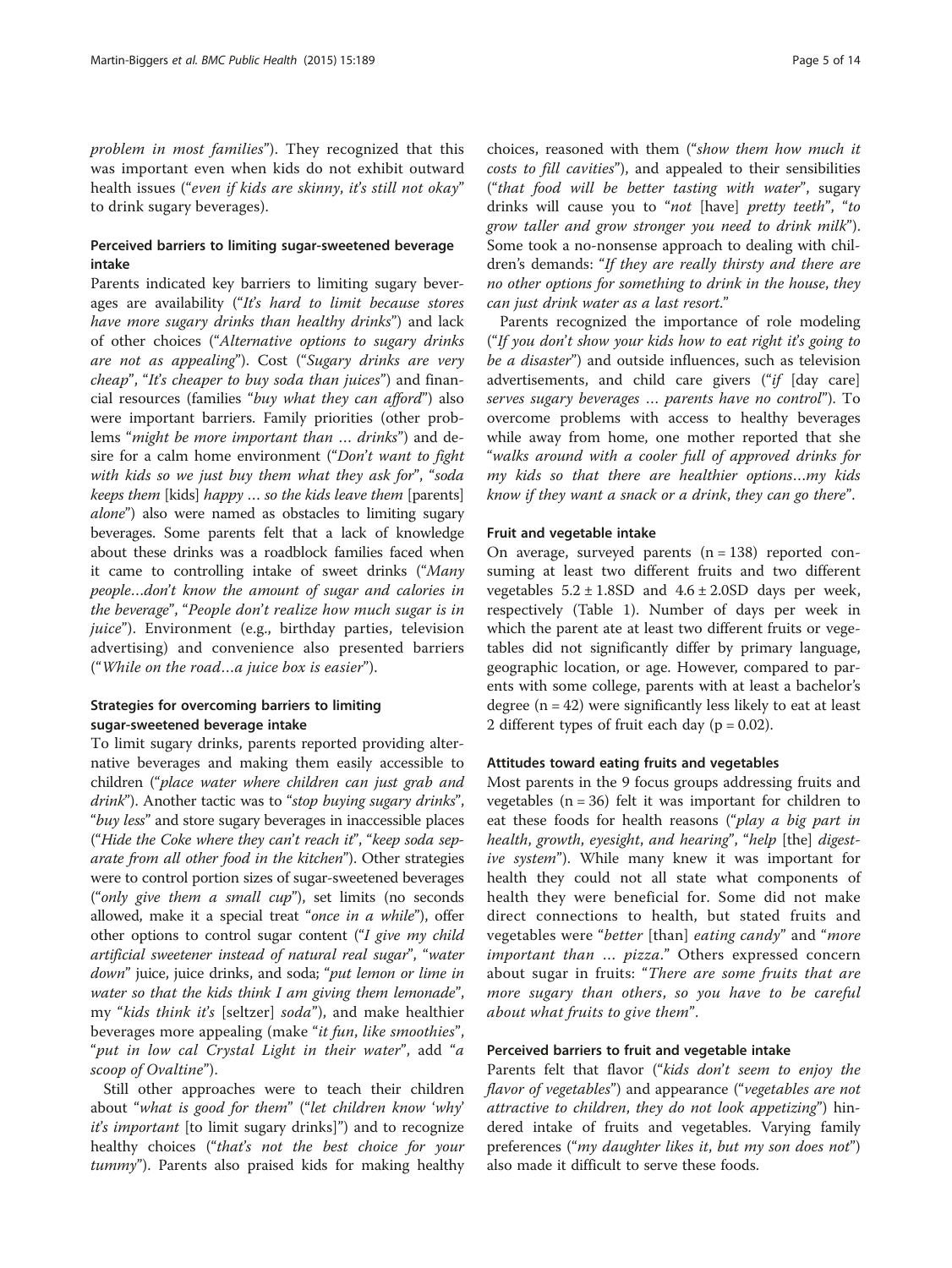*problem in most families*"). They recognized that this was important even when kids do not exhibit outward health issues ("*even if kids are skinny, it's still not okay*" to drink sugary beverages).

### Perceived barriers to limiting sugar-sweetened beverage intake

Parents indicated key barriers to limiting sugary beverages are availability ("*It's hard to limit because stores have more sugary drinks than healthy drinks*") and lack of other choices ("*Alternative options to sugary drinks are not as appealing*"). Cost ("*Sugary drinks are very cheap*", "*It's cheaper to buy soda than juices*") and financial resources (families "*buy what they can afford*") also were important barriers. Family priorities (other problems "*might be more important than … drinks*") and desire for a calm home environment ("*Don't want to fight with kids so we just buy them what they ask for*", "*soda keeps them* [kids] *happy … so the kids leave them* [parents] *alone*") also were named as obstacles to limiting sugary beverages. Some parents felt that a lack of knowledge about these drinks was a roadblock families faced when it came to controlling intake of sweet drinks ("*Many people…don't know the amount of sugar and calories in the beverage*", "*People don't realize how much sugar is in juice*"). Environment (e.g., birthday parties, television advertising) and convenience also presented barriers ("*While on the road…a juice box is easier*").

### Strategies for overcoming barriers to limiting sugar-sweetened beverage intake

To limit sugary drinks, parents reported providing alternative beverages and making them easily accessible to children ("*place water where children can just grab and drink*"). Another tactic was to "*stop buying sugary drinks*", "*buy less*" and store sugary beverages in inaccessible places ("*Hide the Coke where they can't reach it*", "*keep soda separate from all other food in the kitchen*"). Other strategies were to control portion sizes of sugar-sweetened beverages ("*only give them a small cup*"), set limits (no seconds allowed, make it a special treat "*once in a while*"), offer other options to control sugar content ("*I give my child artificial sweetener instead of natural real sugar*", "*water down*" juice, juice drinks, and soda; "*put lemon or lime in water so that the kids think I am giving them lemonade*", my "*kids think it's* [seltzer] *soda*"), and make healthier beverages more appealing (make "*it fun, like smoothies*", "*put in low cal Crystal Light in their water*", add "*a scoop of Ovaltine*").

Still other approaches were to teach their children about "*what is good for them*" ("*let children know 'why' it's important* [to limit sugary drinks]") and to recognize healthy choices ("*that's not the best choice for your tummy*"). Parents also praised kids for making healthy choices, reasoned with them ("*show them how much it costs to fill cavities*"), and appealed to their sensibilities ("*that food will be better tasting with water*", sugary drinks will cause you to "*not* [have] *pretty teeth*", "*to grow taller and grow stronger you need to drink milk*"). Some took a no-nonsense approach to dealing with children's demands: "*If they are really thirsty and there are no other options for something to drink in the house, they can just drink water as a last resort.*"

Parents recognized the importance of role modeling ("*If you don't show your kids how to eat right it's going to be a disaster*") and outside influences, such as television advertisements, and child care givers ("*if* [day care] *serves sugary beverages … parents have no control*"). To overcome problems with access to healthy beverages while away from home, one mother reported that she "*walks around with a cooler full of approved drinks for my kids so that there are healthier options…my kids know if they want a snack or a drink, they can go there*".

### Fruit and vegetable intake

On average, surveyed parents (n = 138) reported consuming at least two different fruits and two different vegetables 5.2 ± 1.8SD and 4.6 ± 2.0SD days per week, respectively (Table 1). Number of days per week in which the parent ate at least two different fruits or vegetables did not significantly differ by primary language, geographic location, or age. However, compared to parents with some college, parents with at least a bachelor's degree (n = 42) were significantly less likely to eat at least 2 different types of fruit each day ($p = 0.02$).

### Attitudes toward eating fruits and vegetables

Most parents in the 9 focus groups addressing fruits and vegetables (n = 36) felt it was important for children to eat these foods for health reasons ("*play a big part in health, growth, eyesight, and hearing*", "*help* [the] *digestive system*"). While many knew it was important for health they could not all state what components of health they were beneficial for. Some did not make direct connections to health, but stated fruits and vegetables were "*better* [than] *eating candy*" and "*more important than … pizza*." Others expressed concern about sugar in fruits: "*There are some fruits that are more sugary than others, so you have to be careful about what fruits to give them*".

### Perceived barriers to fruit and vegetable intake

Parents felt that flavor ("*kids don't seem to enjoy the flavor of vegetables*") and appearance ("*vegetables are not attractive to children, they do not look appetizing*") hindered intake of fruits and vegetables. Varying family preferences ("*my daughter likes it, but my son does not*") also made it difficult to serve these foods.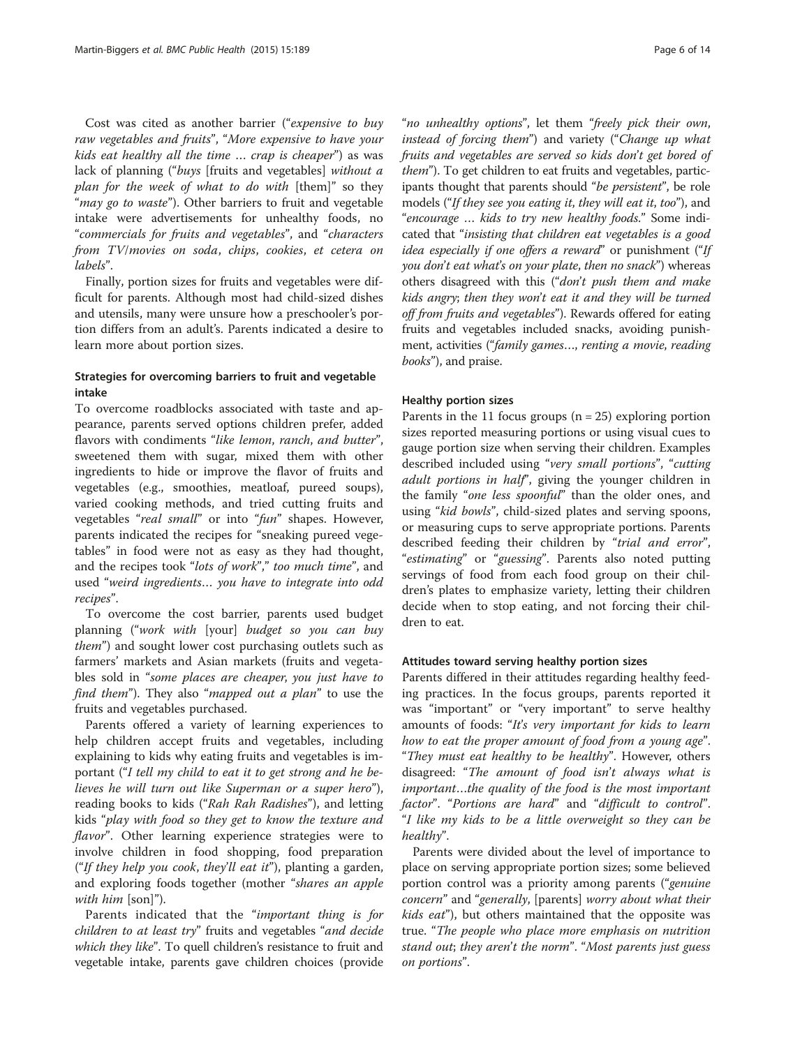Cost was cited as another barrier ("*expensive to buy raw vegetables and fruits*", "*More expensive to have your kids eat healthy all the time … crap is cheaper*") as was lack of planning ("*buys* [fruits and vegetables] *without a plan for the week of what to do with* [them]" so they "*may go to waste*"). Other barriers to fruit and vegetable intake were advertisements for unhealthy foods, no "*commercials for fruits and vegetables*", and "*characters from TV/movies on soda, chips, cookies, et cetera on labels*".

Finally, portion sizes for fruits and vegetables were difficult for parents. Although most had child-sized dishes and utensils, many were unsure how a preschooler's portion differs from an adult's. Parents indicated a desire to learn more about portion sizes.

### Strategies for overcoming barriers to fruit and vegetable intake

To overcome roadblocks associated with taste and appearance, parents served options children prefer, added flavors with condiments "*like lemon, ranch, and butter*", sweetened them with sugar, mixed them with other ingredients to hide or improve the flavor of fruits and vegetables (e.g., smoothies, meatloaf, pureed soups), varied cooking methods, and tried cutting fruits and vegetables "*real small*" or into "*fun*" shapes. However, parents indicated the recipes for "sneaking pureed vegetables" in food were not as easy as they had thought, and the recipes took "*lots of work*"," *too much time*", and used "*weird ingredients… you have to integrate into odd recipes*".

To overcome the cost barrier, parents used budget planning ("*work with* [your] *budget so you can buy them*") and sought lower cost purchasing outlets such as farmers' markets and Asian markets (fruits and vegetables sold in "*some places are cheaper, you just have to find them*"). They also "*mapped out a plan*" to use the fruits and vegetables purchased.

Parents offered a variety of learning experiences to help children accept fruits and vegetables, including explaining to kids why eating fruits and vegetables is important ("*I tell my child to eat it to get strong and he believes he will turn out like Superman or a super hero*"), reading books to kids ("*Rah Rah Radishes*"), and letting kids "*play with food so they get to know the texture and flavor*". Other learning experience strategies were to involve children in food shopping, food preparation ("*If they help you cook, they'll eat it*"), planting a garden, and exploring foods together (mother "*shares an apple with him* [son]").

Parents indicated that the "*important thing is for children to at least try*" fruits and vegetables "*and decide which they like*". To quell children's resistance to fruit and vegetable intake, parents gave children choices (provide "*no unhealthy options*", let them "*freely pick their own, instead of forcing them*") and variety ("*Change up what fruits and vegetables are served so kids don't get bored of them*"). To get children to eat fruits and vegetables, participants thought that parents should "*be persistent*", be role models ("*If they see you eating it, they will eat it, too*"), and "*encourage … kids to try new healthy foods*." Some indicated that "*insisting that children eat vegetables is a good idea especially if one offers a reward*" or punishment ("*If you don't eat what's on your plate, then no snack*") whereas others disagreed with this ("*don't push them and make kids angry; then they won't eat it and they will be turned off from fruits and vegetables*"). Rewards offered for eating fruits and vegetables included snacks, avoiding punishment, activities ("*family games…, renting a movie, reading books*"), and praise.

### Healthy portion sizes

Parents in the 11 focus groups ($n = 25$) exploring portion sizes reported measuring portions or using visual cues to gauge portion size when serving their children. Examples described included using "*very small portions*", "*cutting adult portions in half*", giving the younger children in the family "*one less spoonful*" than the older ones, and using "*kid bowls*", child-sized plates and serving spoons, or measuring cups to serve appropriate portions. Parents described feeding their children by "*trial and error*", "*estimating*" or "*guessing*". Parents also noted putting servings of food from each food group on their children's plates to emphasize variety, letting their children decide when to stop eating, and not forcing their children to eat.

### Attitudes toward serving healthy portion sizes

Parents differed in their attitudes regarding healthy feeding practices. In the focus groups, parents reported it was "important" or "very important" to serve healthy amounts of foods: "*It's very important for kids to learn how to eat the proper amount of food from a young age*". "*They must eat healthy to be healthy*". However, others disagreed: "*The amount of food isn't always what is important…the quality of the food is the most important factor*". "*Portions are hard*" and "*difficult to control*". "*I like my kids to be a little overweight so they can be healthy*".

Parents were divided about the level of importance to place on serving appropriate portion sizes; some believed portion control was a priority among parents ("*genuine concern*" and "*generally,* [parents] *worry about what their kids eat*"), but others maintained that the opposite was true. "*The people who place more emphasis on nutrition stand out; they aren't the norm*". "*Most parents just guess on portions*".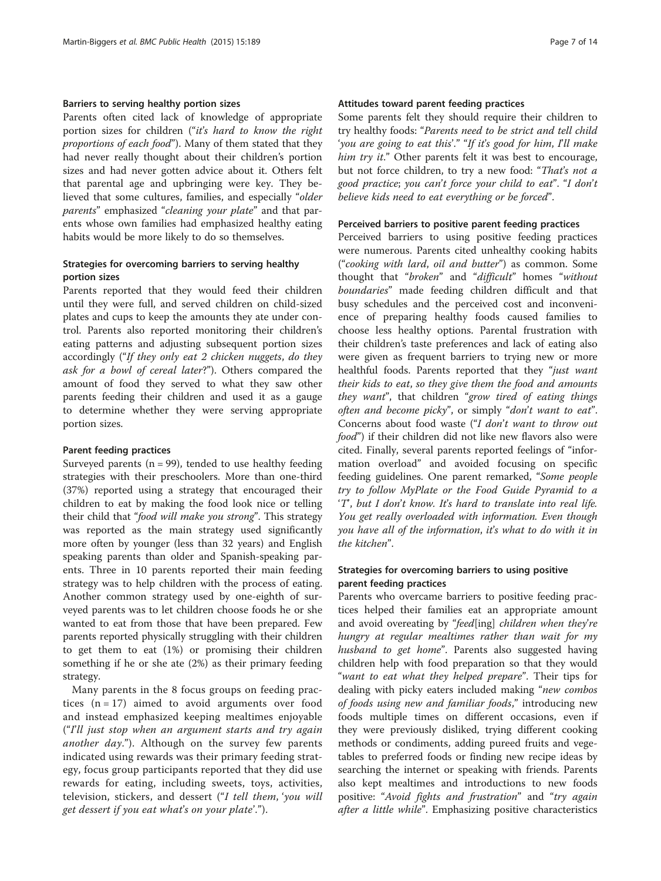#### Barriers to serving healthy portion sizes

Parents often cited lack of knowledge of appropriate portion sizes for children ("*it's hard to know the right proportions of each food*"). Many of them stated that they had never really thought about their children's portion sizes and had never gotten advice about it. Others felt that parental age and upbringing were key. They believed that some cultures, families, and especially "*older parents*" emphasized "*cleaning your plate*" and that parents whose own families had emphasized healthy eating habits would be more likely to do so themselves.

#### Strategies for overcoming barriers to serving healthy portion sizes

Parents reported that they would feed their children until they were full, and served children on child-sized plates and cups to keep the amounts they ate under control. Parents also reported monitoring their children's eating patterns and adjusting subsequent portion sizes accordingly ("*If they only eat 2 chicken nuggets, do they ask for a bowl of cereal later?*"). Others compared the amount of food they served to what they saw other parents feeding their children and used it as a gauge to determine whether they were serving appropriate portion sizes.

#### Parent feeding practices

Surveyed parents (n = 99), tended to use healthy feeding strategies with their preschoolers. More than one-third (37%) reported using a strategy that encouraged their children to eat by making the food look nice or telling their child that "*food will make you strong*". This strategy was reported as the main strategy used significantly more often by younger (less than 32 years) and English speaking parents than older and Spanish-speaking parents. Three in 10 parents reported their main feeding strategy was to help children with the process of eating. Another common strategy used by one-eighth of surveyed parents was to let children choose foods he or she wanted to eat from those that have been prepared. Few parents reported physically struggling with their children to get them to eat (1%) or promising their children something if he or she ate (2%) as their primary feeding strategy.

Many parents in the 8 focus groups on feeding practices (n = 17) aimed to avoid arguments over food and instead emphasized keeping mealtimes enjoyable ("*I'll just stop when an argument starts and try again another day.*"). Although on the survey few parents indicated using rewards was their primary feeding strategy, focus group participants reported that they did use rewards for eating, including sweets, toys, activities, television, stickers, and dessert ("*I tell them, 'you will get dessert if you eat what's on your plate'.*").

#### Attitudes toward parent feeding practices

Some parents felt they should require their children to try healthy foods: "*Parents need to be strict and tell child 'you are going to eat this'.*" "*If it's good for him, I'll make him try it.*" Other parents felt it was best to encourage, but not force children, to try a new food: "*That's not a good practice; you can't force your child to eat*". "*I don't believe kids need to eat everything or be forced*".

#### Perceived barriers to positive parent feeding practices

Perceived barriers to using positive feeding practices were numerous. Parents cited unhealthy cooking habits ("*cooking with lard, oil and butter*") as common. Some thought that "*broken*" and "*difficult*" homes "*without boundaries*" made feeding children difficult and that busy schedules and the perceived cost and inconvenience of preparing healthy foods caused families to choose less healthy options. Parental frustration with their children's taste preferences and lack of eating also were given as frequent barriers to trying new or more healthful foods. Parents reported that they "*just want their kids to eat, so they give them the food and amounts they want*", that children "*grow tired of eating things often and become picky*", or simply "*don't want to eat*". Concerns about food waste ("*I don't want to throw out food*") if their children did not like new flavors also were cited. Finally, several parents reported feelings of "information overload" and avoided focusing on specific feeding guidelines. One parent remarked, "*Some people try to follow MyPlate or the Food Guide Pyramid to a 'T', but I don't know. It's hard to translate into real life. You get really overloaded with information. Even though you have all of the information, it's what to do with it in the kitchen*".

#### Strategies for overcoming barriers to using positive parent feeding practices

Parents who overcame barriers to positive feeding practices helped their families eat an appropriate amount and avoid overeating by "*feed*[ing] *children when they're hungry at regular mealtimes rather than wait for my husband to get home*". Parents also suggested having children help with food preparation so that they would "*want to eat what they helped prepare*". Their tips for dealing with picky eaters included making "*new combos of foods using new and familiar foods*," introducing new foods multiple times on different occasions, even if they were previously disliked, trying different cooking methods or condiments, adding pureed fruits and vegetables to preferred foods or finding new recipe ideas by searching the internet or speaking with friends. Parents also kept mealtimes and introductions to new foods positive: "*Avoid fights and frustration*" and "*try again after a little while*". Emphasizing positive characteristics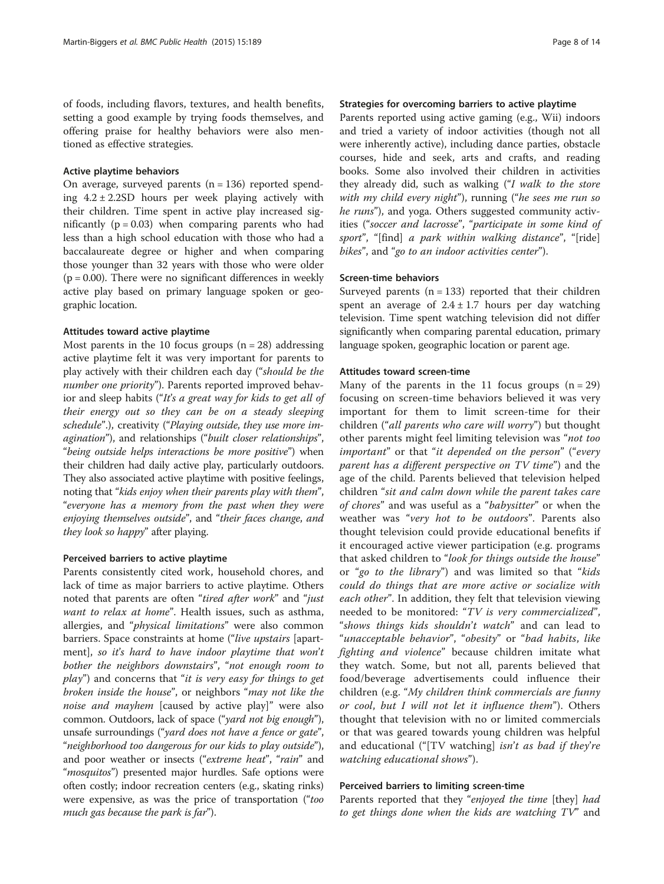of foods, including flavors, textures, and health benefits, setting a good example by trying foods themselves, and offering praise for healthy behaviors were also mentioned as effective strategies.

#### Active playtime behaviors

On average, surveyed parents (n = 136) reported spending 4.2 ± 2.2SD hours per week playing actively with their children. Time spent in active play increased significantly ($p = 0.03$) when comparing parents who had less than a high school education with those who had a baccalaureate degree or higher and when comparing those younger than 32 years with those who were older ($p = 0.00$). There were no significant differences in weekly active play based on primary language spoken or geographic location.

#### Attitudes toward active playtime

Most parents in the 10 focus groups (n = 28) addressing active playtime felt it was very important for parents to play actively with their children each day ("*should be the number one priority*"). Parents reported improved behavior and sleep habits ("*It's a great way for kids to get all of their energy out so they can be on a steady sleeping schedule*".), creativity ("*Playing outside, they use more imagination*"), and relationships ("*built closer relationships*", "*being outside helps interactions be more positive*") when their children had daily active play, particularly outdoors. They also associated active playtime with positive feelings, noting that "*kids enjoy when their parents play with them*", "*everyone has a memory from the past when they were enjoying themselves outside*", and "*their faces change, and they look so happy*" after playing.

#### Perceived barriers to active playtime

Parents consistently cited work, household chores, and lack of time as major barriers to active playtime. Others noted that parents are often "*tired after work*" and "*just want to relax at home*". Health issues, such as asthma, allergies, and "*physical limitations*" were also common barriers. Space constraints at home ("*live upstairs* [apartment]*, so it's hard to have indoor playtime that won't bother the neighbors downstairs*", "*not enough room to play*") and concerns that "*it is very easy for things to get broken inside the house*", or neighbors "*may not like the noise and mayhem* [caused by active play]" were also common. Outdoors, lack of space ("*yard not big enough*"), unsafe surroundings ("*yard does not have a fence or gate*", "*neighborhood too dangerous for our kids to play outside*"), and poor weather or insects ("*extreme heat*", "*rain*" and "*mosquitos*") presented major hurdles. Safe options were often costly; indoor recreation centers (e.g., skating rinks) were expensive, as was the price of transportation ("*too much gas because the park is far*").

#### Strategies for overcoming barriers to active playtime

Parents reported using active gaming (e.g., Wii) indoors and tried a variety of indoor activities (though not all were inherently active), including dance parties, obstacle courses, hide and seek, arts and crafts, and reading books. Some also involved their children in activities they already did, such as walking ("*I walk to the store with my child every night*"), running ("*he sees me run so he runs*"), and yoga. Others suggested community activities ("*soccer and lacrosse*", "*participate in some kind of sport*", "[find] *a park within walking distance*", "[ride] *bikes*", and "*go to an indoor activities center*").

#### Screen-time behaviors

Surveyed parents (n = 133) reported that their children spent an average of 2.4 ± 1.7 hours per day watching television. Time spent watching television did not differ significantly when comparing parental education, primary language spoken, geographic location or parent age.

#### Attitudes toward screen-time

Many of the parents in the 11 focus groups (n = 29) focusing on screen-time behaviors believed it was very important for them to limit screen-time for their children ("*all parents who care will worry*") but thought other parents might feel limiting television was "*not too important*" or that "*it depended on the person*" ("*every parent has a different perspective on TV time*") and the age of the child. Parents believed that television helped children "*sit and calm down while the parent takes care of chores*" and was useful as a "*babysitter*" or when the weather was "*very hot to be outdoors*". Parents also thought television could provide educational benefits if it encouraged active viewer participation (e.g. programs that asked children to "*look for things outside the house*" or "*go to the library*") and was limited so that "*kids could do things that are more active or socialize with each other*". In addition, they felt that television viewing needed to be monitored: "*TV is very commercialized*", "*shows things kids shouldn't watch*" and can lead to "*unacceptable behavior*", "*obesity*" or "*bad habits, like fighting and violence*" because children imitate what they watch. Some, but not all, parents believed that food/beverage advertisements could influence their children (e.g. "*My children think commercials are funny or cool, but I will not let it influence them*"). Others thought that television with no or limited commercials or that was geared towards young children was helpful and educational ("[TV watching] *isn't as bad if they're watching educational shows*").

#### Perceived barriers to limiting screen-time

Parents reported that they "*enjoyed the time* [they] *had to get things done when the kids are watching TV*" and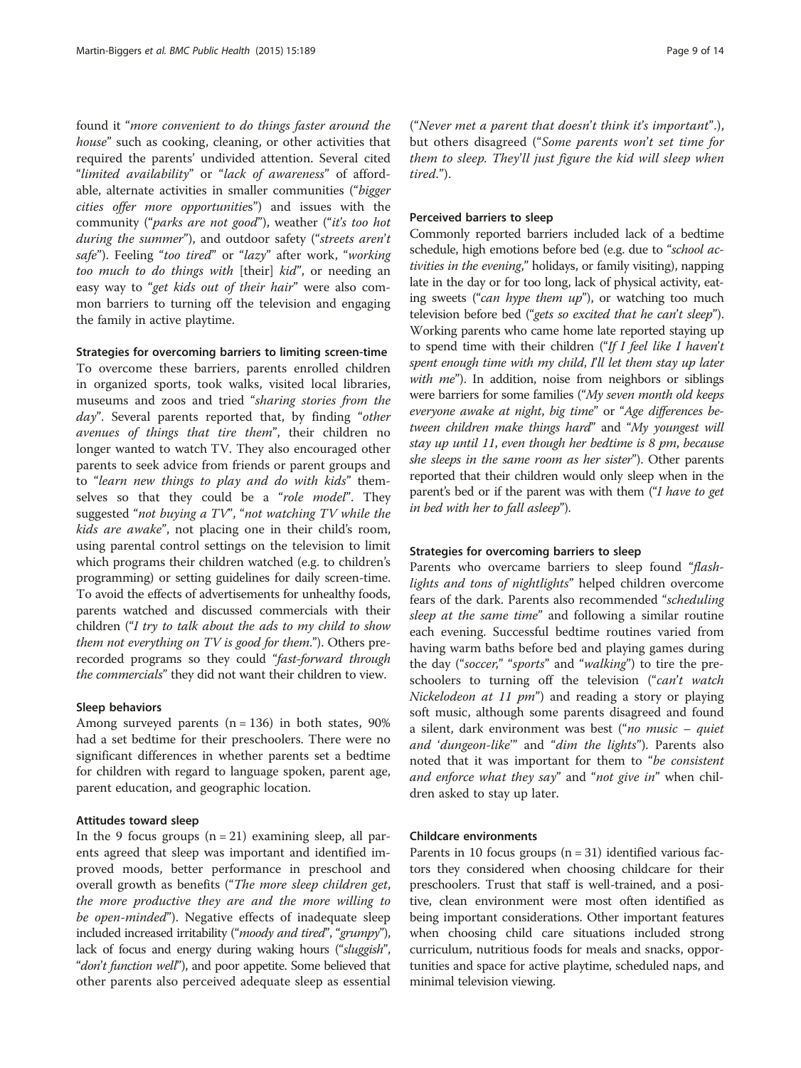found it "*more convenient to do things faster around the house*" such as cooking, cleaning, or other activities that required the parents' undivided attention. Several cited "*limited availability*" or "*lack of awareness*" of affordable, alternate activities in smaller communities ("*bigger cities offer more opportunities*") and issues with the community ("*parks are not good*"), weather ("*it's too hot during the summer*"), and outdoor safety ("*streets aren't safe*"). Feeling "*too tired*" or "*lazy*" after work, "*working too much to do things with* [their] *kid*", or needing an easy way to "*get kids out of their hair*" were also common barriers to turning off the television and engaging the family in active playtime.

#### Strategies for overcoming barriers to limiting screen-time

To overcome these barriers, parents enrolled children in organized sports, took walks, visited local libraries, museums and zoos and tried "*sharing stories from the day*". Several parents reported that, by finding "*other avenues of things that tire them*", their children no longer wanted to watch TV. They also encouraged other parents to seek advice from friends or parent groups and to "*learn new things to play and do with kids*" themselves so that they could be a "*role model*". They suggested "*not buying a TV*", "*not watching TV while the kids are awake*", not placing one in their child's room, using parental control settings on the television to limit which programs their children watched (e.g. to children's programming) or setting guidelines for daily screen-time. To avoid the effects of advertisements for unhealthy foods, parents watched and discussed commercials with their children ("*I try to talk about the ads to my child to show them not everything on TV is good for them.*"). Others pre-recorded programs so they could "*fast-forward through the commercials*" they did not want their children to view.

#### Sleep behaviors

Among surveyed parents (n = 136) in both states, 90% had a set bedtime for their preschoolers. There were no significant differences in whether parents set a bedtime for children with regard to language spoken, parent age, parent education, and geographic location.

#### Attitudes toward sleep

In the 9 focus groups (n = 21) examining sleep, all parents agreed that sleep was important and identified improved moods, better performance in preschool and overall growth as benefits ("*The more sleep children get, the more productive they are and the more willing to be open-minded*"). Negative effects of inadequate sleep included increased irritability ("*moody and tired*", "*grumpy*"), lack of focus and energy during waking hours ("*sluggish*", "*don't function well*"), and poor appetite. Some believed that other parents also perceived adequate sleep as essential ("*Never met a parent that doesn't think it's important*".), but others disagreed ("*Some parents won't set time for them to sleep. They'll just figure the kid will sleep when tired.*").

#### Perceived barriers to sleep

Commonly reported barriers included lack of a bedtime schedule, high emotions before bed (e.g. due to "*school activities in the evening*," holidays, or family visiting), napping late in the day or for too long, lack of physical activity, eating sweets ("*can hype them up*"), or watching too much television before bed ("*gets so excited that he can't sleep*"). Working parents who came home late reported staying up to spend time with their children ("*If I feel like I haven't spent enough time with my child, I'll let them stay up later with me*"). In addition, noise from neighbors or siblings were barriers for some families ("*My seven month old keeps everyone awake at night, big time*" or "*Age differences between children make things hard*" and "*My youngest will stay up until 11, even though her bedtime is 8 pm, because she sleeps in the same room as her sister*"). Other parents reported that their children would only sleep when in the parent's bed or if the parent was with them ("*I have to get in bed with her to fall asleep*").

#### Strategies for overcoming barriers to sleep

Parents who overcame barriers to sleep found "*flashlights and tons of nightlights*" helped children overcome fears of the dark. Parents also recommended "*scheduling sleep at the same time*" and following a similar routine each evening. Successful bedtime routines varied from having warm baths before bed and playing games during the day ("*soccer,*" "*sports*" and "*walking*") to tire the preschoolers to turning off the television ("*can't watch Nickelodeon at 11 pm*") and reading a story or playing soft music, although some parents disagreed and found a silent, dark environment was best ("*no music – quiet and 'dungeon-like'*" and "*dim the lights*"). Parents also noted that it was important for them to "*be consistent and enforce what they say*" and "*not give in*" when children asked to stay up later.

#### Childcare environments

Parents in 10 focus groups (n = 31) identified various factors they considered when choosing childcare for their preschoolers. Trust that staff is well-trained, and a positive, clean environment were most often identified as being important considerations. Other important features when choosing child care situations included strong curriculum, nutritious foods for meals and snacks, opportunities and space for active playtime, scheduled naps, and minimal television viewing.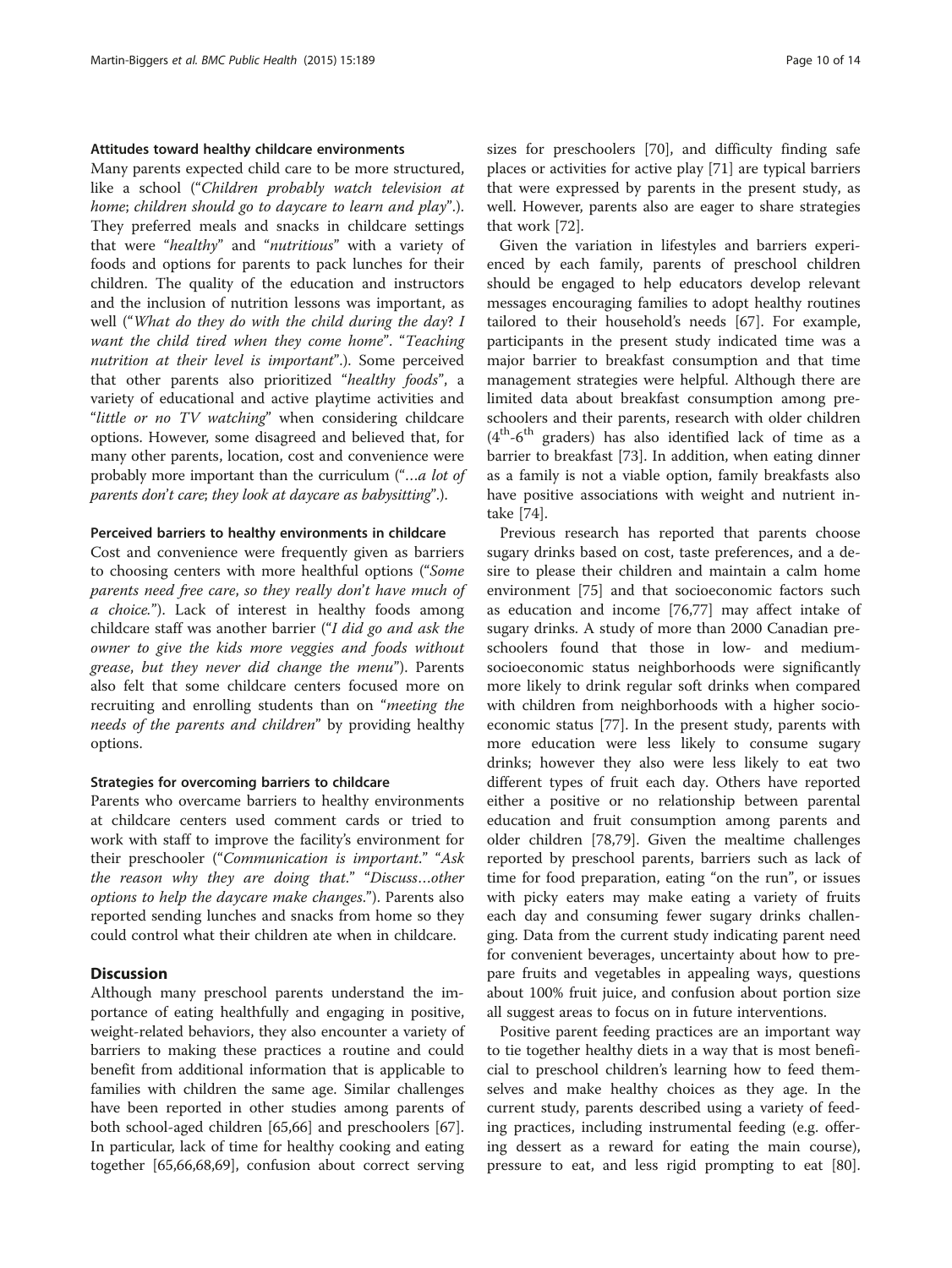#### Attitudes toward healthy childcare environments

Many parents expected child care to be more structured, like a school ("*Children probably watch television at home*; *children should go to daycare to learn and play*".). They preferred meals and snacks in childcare settings that were "*healthy*" and "*nutritious*" with a variety of foods and options for parents to pack lunches for their children. The quality of the education and instructors and the inclusion of nutrition lessons was important, as well ("*What do they do with the child during the day*? *I want the child tired when they come home*". "*Teaching nutrition at their level is important*".). Some perceived that other parents also prioritized "*healthy foods*", a variety of educational and active playtime activities and "*little or no TV watching*" when considering childcare options. However, some disagreed and believed that, for many other parents, location, cost and convenience were probably more important than the curriculum ("…*a lot of parents don't care*; *they look at daycare as babysitting*".).

#### Perceived barriers to healthy environments in childcare

Cost and convenience were frequently given as barriers to choosing centers with more healthful options ("*Some parents need free care*, *so they really don't have much of a choice.*"). Lack of interest in healthy foods among childcare staff was another barrier ("*I did go and ask the owner to give the kids more veggies and foods without grease*, *but they never did change the menu*"). Parents also felt that some childcare centers focused more on recruiting and enrolling students than on "*meeting the needs of the parents and children*" by providing healthy options.

#### Strategies for overcoming barriers to childcare

Parents who overcame barriers to healthy environments at childcare centers used comment cards or tried to work with staff to improve the facility's environment for their preschooler ("*Communication is important.*" "*Ask the reason why they are doing that.*" "*Discuss…other options to help the daycare make changes.*"). Parents also reported sending lunches and snacks from home so they could control what their children ate when in childcare.

## Discussion

Although many preschool parents understand the importance of eating healthfully and engaging in positive, weight-related behaviors, they also encounter a variety of barriers to making these practices a routine and could benefit from additional information that is applicable to families with children the same age. Similar challenges have been reported in other studies among parents of both school-aged children [65,66] and preschoolers [67]. In particular, lack of time for healthy cooking and eating together [65,66,68,69], confusion about correct serving sizes for preschoolers [70], and difficulty finding safe places or activities for active play [71] are typical barriers that were expressed by parents in the present study, as well. However, parents also are eager to share strategies that work [72].

Given the variation in lifestyles and barriers experienced by each family, parents of preschool children should be engaged to help educators develop relevant messages encouraging families to adopt healthy routines tailored to their household's needs [67]. For example, participants in the present study indicated time was a major barrier to breakfast consumption and that time management strategies were helpful. Although there are limited data about breakfast consumption among preschoolers and their parents, research with older children ($4^{th}$-$6^{th}$ graders) has also identified lack of time as a barrier to breakfast [73]. In addition, when eating dinner as a family is not a viable option, family breakfasts also have positive associations with weight and nutrient intake [74].

Previous research has reported that parents choose sugary drinks based on cost, taste preferences, and a desire to please their children and maintain a calm home environment [75] and that socioeconomic factors such as education and income [76,77] may affect intake of sugary drinks. A study of more than 2000 Canadian preschoolers found that those in low- and medium-socioeconomic status neighborhoods were significantly more likely to drink regular soft drinks when compared with children from neighborhoods with a higher socioeconomic status [77]. In the present study, parents with more education were less likely to consume sugary drinks; however they also were less likely to eat two different types of fruit each day. Others have reported either a positive or no relationship between parental education and fruit consumption among parents and older children [78,79]. Given the mealtime challenges reported by preschool parents, barriers such as lack of time for food preparation, eating "on the run", or issues with picky eaters may make eating a variety of fruits each day and consuming fewer sugary drinks challenging. Data from the current study indicating parent need for convenient beverages, uncertainty about how to prepare fruits and vegetables in appealing ways, questions about 100% fruit juice, and confusion about portion size all suggest areas to focus on in future interventions.

Positive parent feeding practices are an important way to tie together healthy diets in a way that is most beneficial to preschool children's learning how to feed themselves and make healthy choices as they age. In the current study, parents described using a variety of feeding practices, including instrumental feeding (e.g. offering dessert as a reward for eating the main course), pressure to eat, and less rigid prompting to eat [80].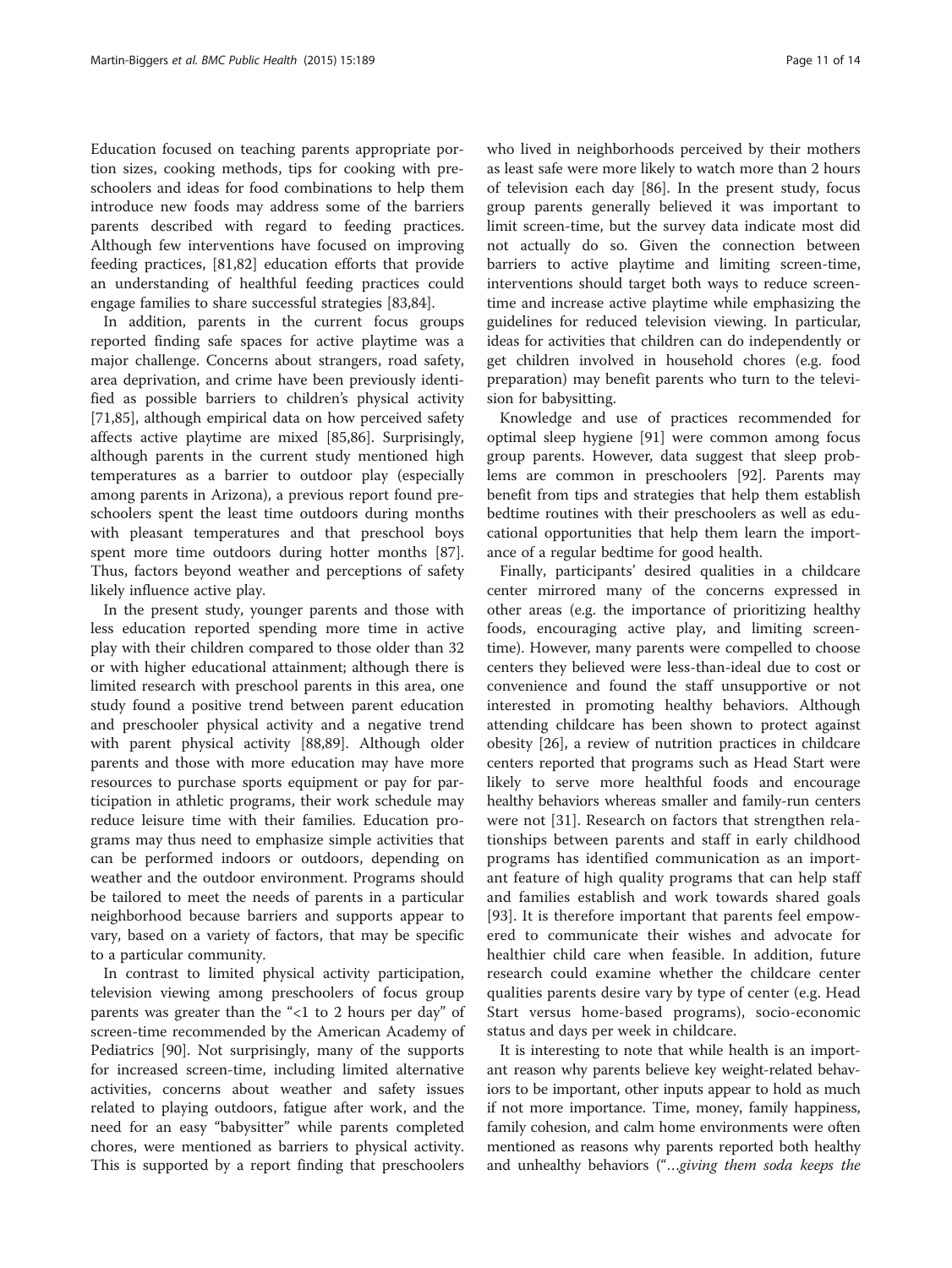Education focused on teaching parents appropriate portion sizes, cooking methods, tips for cooking with preschoolers and ideas for food combinations to help them introduce new foods may address some of the barriers parents described with regard to feeding practices. Although few interventions have focused on improving feeding practices, [81,82] education efforts that provide an understanding of healthful feeding practices could engage families to share successful strategies [83,84].

In addition, parents in the current focus groups reported finding safe spaces for active playtime was a major challenge. Concerns about strangers, road safety, area deprivation, and crime have been previously identified as possible barriers to children's physical activity [71,85], although empirical data on how perceived safety affects active playtime are mixed [85,86]. Surprisingly, although parents in the current study mentioned high temperatures as a barrier to outdoor play (especially among parents in Arizona), a previous report found preschoolers spent the least time outdoors during months with pleasant temperatures and that preschool boys spent more time outdoors during hotter months [87]. Thus, factors beyond weather and perceptions of safety likely influence active play.

In the present study, younger parents and those with less education reported spending more time in active play with their children compared to those older than 32 or with higher educational attainment; although there is limited research with preschool parents in this area, one study found a positive trend between parent education and preschooler physical activity and a negative trend with parent physical activity [88,89]. Although older parents and those with more education may have more resources to purchase sports equipment or pay for participation in athletic programs, their work schedule may reduce leisure time with their families. Education programs may thus need to emphasize simple activities that can be performed indoors or outdoors, depending on weather and the outdoor environment. Programs should be tailored to meet the needs of parents in a particular neighborhood because barriers and supports appear to vary, based on a variety of factors, that may be specific to a particular community.

In contrast to limited physical activity participation, television viewing among preschoolers of focus group parents was greater than the "<1 to 2 hours per day" of screen-time recommended by the American Academy of Pediatrics [90]. Not surprisingly, many of the supports for increased screen-time, including limited alternative activities, concerns about weather and safety issues related to playing outdoors, fatigue after work, and the need for an easy "babysitter" while parents completed chores, were mentioned as barriers to physical activity. This is supported by a report finding that preschoolers who lived in neighborhoods perceived by their mothers as least safe were more likely to watch more than 2 hours of television each day [86]. In the present study, focus group parents generally believed it was important to limit screen-time, but the survey data indicate most did not actually do so. Given the connection between barriers to active playtime and limiting screen-time, interventions should target both ways to reduce screen-time and increase active playtime while emphasizing the guidelines for reduced television viewing. In particular, ideas for activities that children can do independently or get children involved in household chores (e.g. food preparation) may benefit parents who turn to the television for babysitting.

Knowledge and use of practices recommended for optimal sleep hygiene [91] were common among focus group parents. However, data suggest that sleep problems are common in preschoolers [92]. Parents may benefit from tips and strategies that help them establish bedtime routines with their preschoolers as well as educational opportunities that help them learn the importance of a regular bedtime for good health.

Finally, participants' desired qualities in a childcare center mirrored many of the concerns expressed in other areas (e.g. the importance of prioritizing healthy foods, encouraging active play, and limiting screen-time). However, many parents were compelled to choose centers they believed were less-than-ideal due to cost or convenience and found the staff unsupportive or not interested in promoting healthy behaviors. Although attending childcare has been shown to protect against obesity [26], a review of nutrition practices in childcare centers reported that programs such as Head Start were likely to serve more healthful foods and encourage healthy behaviors whereas smaller and family-run centers were not [31]. Research on factors that strengthen relationships between parents and staff in early childhood programs has identified communication as an important feature of high quality programs that can help staff and families establish and work towards shared goals [93]. It is therefore important that parents feel empowered to communicate their wishes and advocate for healthier child care when feasible. In addition, future research could examine whether the childcare center qualities parents desire vary by type of center (e.g. Head Start versus home-based programs), socio-economic status and days per week in childcare.

It is interesting to note that while health is an important reason why parents believe key weight-related behaviors to be important, other inputs appear to hold as much if not more importance. Time, money, family happiness, family cohesion, and calm home environments were often mentioned as reasons why parents reported both healthy and unhealthy behaviors ("...*giving them soda keeps the*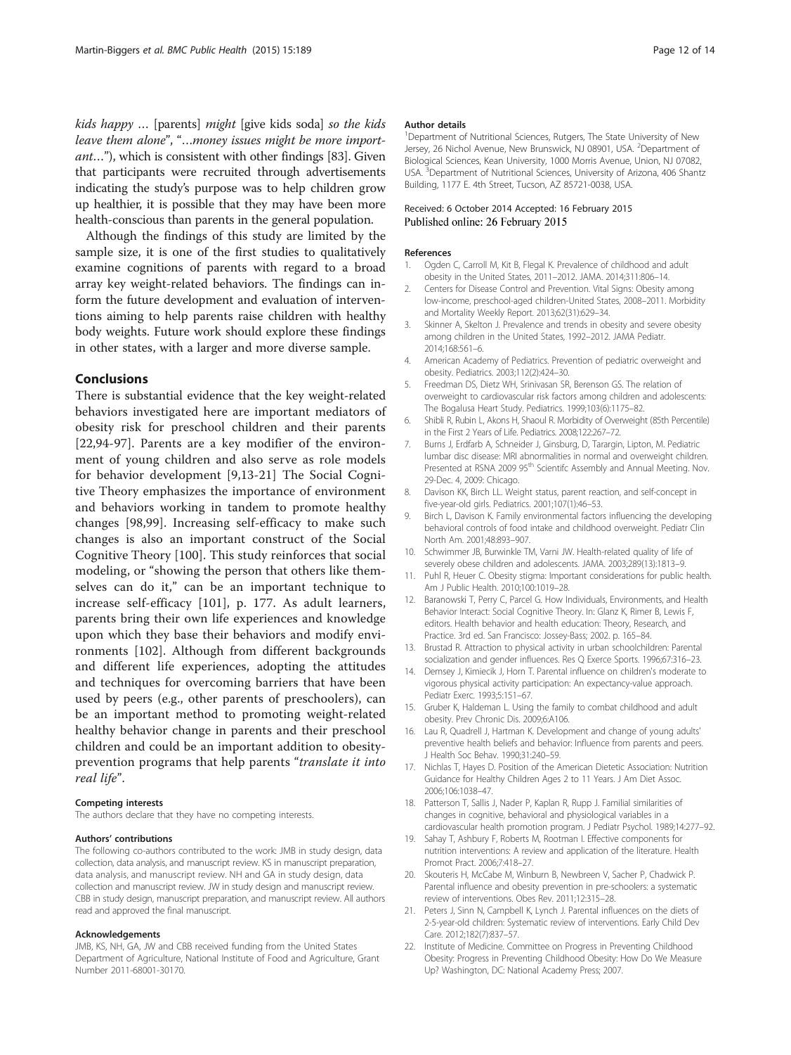*kids happy* … [parents] *might* [give kids soda] *so the kids leave them alone*", "…*money issues might be more important*…"), which is consistent with other findings [83]. Given that participants were recruited through advertisements indicating the study's purpose was to help children grow up healthier, it is possible that they may have been more health-conscious than parents in the general population.

Although the findings of this study are limited by the sample size, it is one of the first studies to qualitatively examine cognitions of parents with regard to a broad array key weight-related behaviors. The findings can inform the future development and evaluation of interventions aiming to help parents raise children with healthy body weights. Future work should explore these findings in other states, with a larger and more diverse sample.

## Conclusions

There is substantial evidence that the key weight-related behaviors investigated here are important mediators of obesity risk for preschool children and their parents [22,94-97]. Parents are a key modifier of the environment of young children and also serve as role models for behavior development [9,13-21] The Social Cognitive Theory emphasizes the importance of environment and behaviors working in tandem to promote healthy changes [98,99]. Increasing self-efficacy to make such changes is also an important construct of the Social Cognitive Theory [100]. This study reinforces that social modeling, or "showing the person that others like themselves can do it," can be an important technique to increase self-efficacy [101], p. 177. As adult learners, parents bring their own life experiences and knowledge upon which they base their behaviors and modify environments [102]. Although from different backgrounds and different life experiences, adopting the attitudes and techniques for overcoming barriers that have been used by peers (e.g., other parents of preschoolers), can be an important method to promoting weight-related healthy behavior change in parents and their preschool children and could be an important addition to obesity-prevention programs that help parents "*translate it into real life*".

#### Competing interests

The authors declare that they have no competing interests.

#### Authors' contributions

The following co-authors contributed to the work: JMB in study design, data collection, data analysis, and manuscript review. KS in manuscript preparation, data analysis, and manuscript review. NH and GA in study design, data collection and manuscript review. JW in study design and manuscript review. CBB in study design, manuscript preparation, and manuscript review. All authors read and approved the final manuscript.

#### Acknowledgements

JMB, KS, NH, GA, JW and CBB received funding from the United States Department of Agriculture, National Institute of Food and Agriculture, Grant Number 2011-68001-30170.

#### Author details

[1]Department of Nutritional Sciences, Rutgers, The State University of New Jersey, 26 Nichol Avenue, New Brunswick, NJ 08901, USA. [2]Department of Biological Sciences, Kean University, 1000 Morris Avenue, Union, NJ 07082, USA. [3]Department of Nutritional Sciences, University of Arizona, 406 Shantz Building, 1177 E. 4th Street, Tucson, AZ 85721-0038, USA.

Received: 6 October 2014 Accepted: 16 February 2015
Published online: 26 February 2015

#### References

1. Ogden C, Carroll M, Kit B, Flegal K. Prevalence of childhood and adult obesity in the United States, 2011–2012. JAMA. 2014;311:806–14.
2. Centers for Disease Control and Prevention. Vital Signs: Obesity among low-income, preschool-aged children-United States, 2008–2011. Morbidity and Mortality Weekly Report. 2013;62(31):629–34.
3. Skinner A, Skelton J. Prevalence and trends in obesity and severe obesity among children in the United States, 1992–2012. JAMA Pediatr. 2014;168:561–6.
4. American Academy of Pediatrics. Prevention of pediatric overweight and obesity. Pediatrics. 2003;112(2):424–30.
5. Freedman DS, Dietz WH, Srinivasan SR, Berenson GS. The relation of overweight to cardiovascular risk factors among children and adolescents: The Bogalusa Heart Study. Pediatrics. 1999;103(6):1175–82.
6. Shibli R, Rubin L, Akons H, Shaoul R. Morbidity of Overweight (85th Percentile) in the First 2 Years of Life. Pediatrics. 2008;122:267–72.
7. Burns J, Erdfarb A, Schneider J, Ginsburg, D, Tarargin, Lipton, M. Pediatric lumbar disc disease: MRI abnormalities in normal and overweight children. Presented at RSNA 2009 95th Scientifc Assembly and Annual Meeting. Nov. 29-Dec. 4, 2009: Chicago.
8. Davison KK, Birch LL. Weight status, parent reaction, and self-concept in five-year-old girls. Pediatrics. 2001;107(1):46–53.
9. Birch L, Davison K. Family environmental factors influencing the developing behavioral controls of food intake and childhood overweight. Pediatr Clin North Am. 2001;48:893–907.
10. Schwimmer JB, Burwinkle TM, Varni JW. Health-related quality of life of severely obese children and adolescents. JAMA. 2003;289(13):1813–9.
11. Puhl R, Heuer C. Obesity stigma: Important considerations for public health. Am J Public Health. 2010;100:1019–28.
12. Baranowski T, Perry C, Parcel G. How Individuals, Environments, and Health Behavior Interact: Social Cognitive Theory. In: Glanz K, Rimer B, Lewis F, editors. Health behavior and health education: Theory, Research, and Practice. 3rd ed. San Francisco: Jossey-Bass; 2002. p. 165–84.
13. Brustad R. Attraction to physical activity in urban schoolchildren: Parental socialization and gender influences. Res Q Exerce Sports. 1996;67:316–23.
14. Demsey J, Kimiecik J, Horn T. Parental influence on children's moderate to vigorous physical activity participation: An expectancy-value approach. Pediatr Exerc. 1993;5:151–67.
15. Gruber K, Haldeman L. Using the family to combat childhood and adult obesity. Prev Chronic Dis. 2009;6:A106.
16. Lau R, Quadrell J, Hartman K. Development and change of young adults' preventive health beliefs and behavior: Influence from parents and peers. J Health Soc Behav. 1990;31:240–59.
17. Nichlas T, Hayes D. Position of the American Dietetic Association: Nutrition Guidance for Healthy Children Ages 2 to 11 Years. J Am Diet Assoc. 2006;106:1038–47.
18. Patterson T, Sallis J, Nader P, Kaplan R, Rupp J. Familial similarities of changes in cognitive, behavioral and physiological variables in a cardiovascular health promotion program. J Pediatr Psychol. 1989;14:277–92.
19. Sahay T, Ashbury F, Roberts M, Rootman I. Effective components for nutrition interventions: A review and application of the literature. Health Promot Pract. 2006;7:418–27.
20. Skouteris H, McCabe M, Winburn B, Newbreen V, Sacher P, Chadwick P. Parental influence and obesity prevention in pre-schoolers: a systematic review of interventions. Obes Rev. 2011;12:315–28.
21. Peters J, Sinn N, Campbell K, Lynch J. Parental influences on the diets of 2-5-year-old children: Systematic review of interventions. Early Child Dev Care. 2012;182(7):837–57.
22. Institute of Medicine. Committee on Progress in Preventing Childhood Obesity: Progress in Preventing Childhood Obesity: How Do We Measure Up? Washington, DC: National Academy Press; 2007.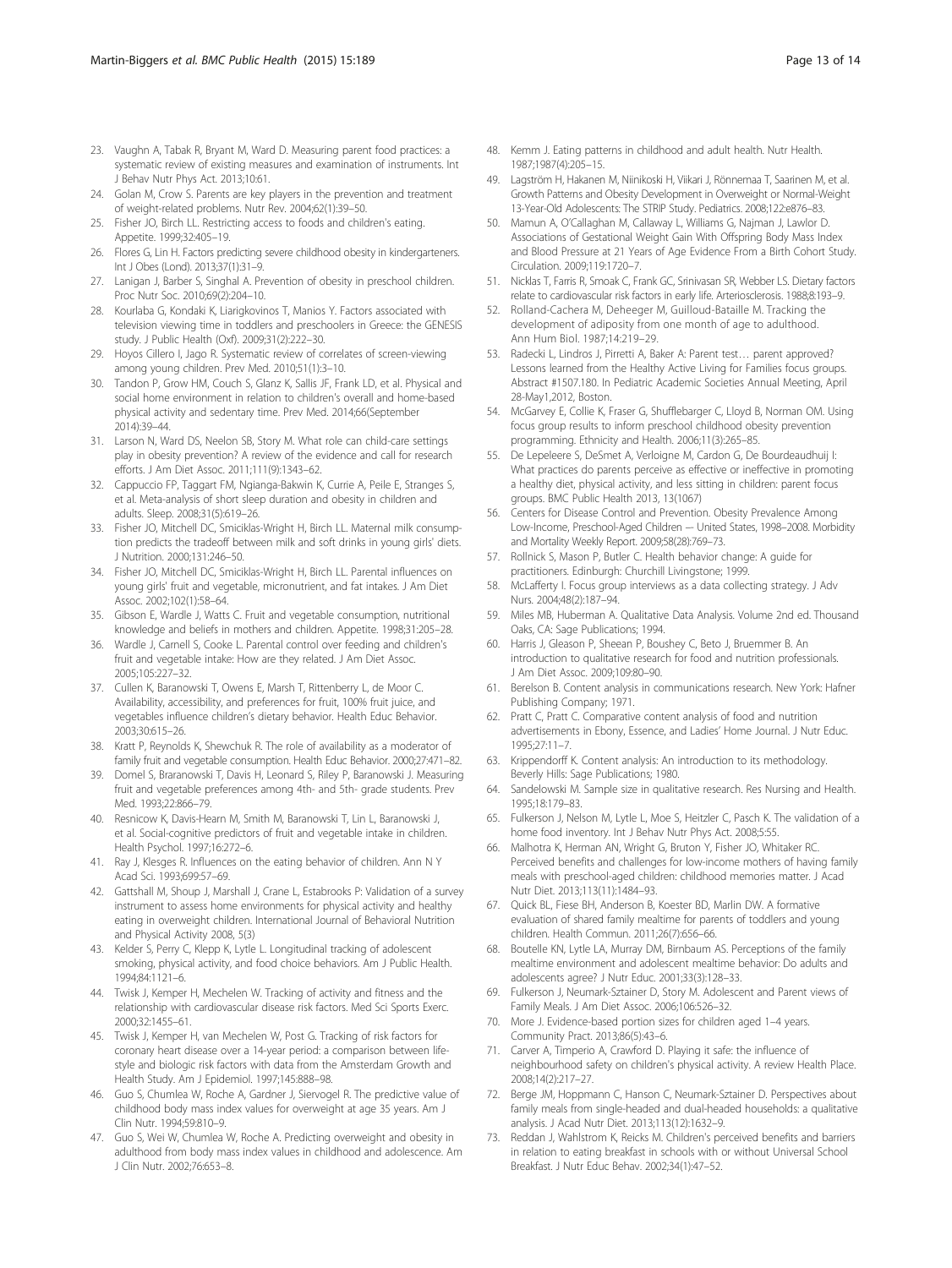23. Vaughn A, Tabak R, Bryant M, Ward D. Measuring parent food practices: a systematic review of existing measures and examination of instruments. Int J Behav Nutr Phys Act. 2013;10:61.
24. Golan M, Crow S. Parents are key players in the prevention and treatment of weight-related problems. Nutr Rev. 2004;62(1):39–50.
25. Fisher JO, Birch LL. Restricting access to foods and children's eating. Appetite. 1999;32:405–19.
26. Flores G, Lin H. Factors predicting severe childhood obesity in kindergarteners. Int J Obes (Lond). 2013;37(1):31–9.
27. Lanigan J, Barber S, Singhal A. Prevention of obesity in preschool children. Proc Nutr Soc. 2010;69(2):204–10.
28. Kourlaba G, Kondaki K, Liarigkovinos T, Manios Y. Factors associated with television viewing time in toddlers and preschoolers in Greece: the GENESIS study. J Public Health (Oxf). 2009;31(2):222–30.
29. Hoyos Cillero I, Jago R. Systematic review of correlates of screen-viewing among young children. Prev Med. 2010;51(1):3–10.
30. Tandon P, Grow HM, Couch S, Glanz K, Sallis JF, Frank LD, et al. Physical and social home environment in relation to children's overall and home-based physical activity and sedentary time. Prev Med. 2014;66(September 2014):39–44.
31. Larson N, Ward DS, Neelon SB, Story M. What role can child-care settings play in obesity prevention? A review of the evidence and call for research efforts. J Am Diet Assoc. 2011;111(9):1343–62.
32. Cappuccio FP, Taggart FM, Ngianga-Bakwin K, Currie A, Peile E, Stranges S, et al. Meta-analysis of short sleep duration and obesity in children and adults. Sleep. 2008;31(5):619–26.
33. Fisher JO, Mitchell DC, Smiciklas-Wright H, Birch LL. Maternal milk consumption predicts the tradeoff between milk and soft drinks in young girls' diets. J Nutrition. 2000;131:246–50.
34. Fisher JO, Mitchell DC, Smiciklas-Wright H, Birch LL. Parental influences on young girls' fruit and vegetable, micronutrient, and fat intakes. J Am Diet Assoc. 2002;102(1):58–64.
35. Gibson E, Wardle J, Watts C. Fruit and vegetable consumption, nutritional knowledge and beliefs in mothers and children. Appetite. 1998;31:205–28.
36. Wardle J, Carnell S, Cooke L. Parental control over feeding and children's fruit and vegetable intake: How are they related. J Am Diet Assoc. 2005;105:227–32.
37. Cullen K, Baranowski T, Owens E, Marsh T, Rittenberry L, de Moor C. Availability, accessibility, and preferences for fruit, 100% fruit juice, and vegetables influence children's dietary behavior. Health Educ Behavior. 2003;30:615–26.
38. Kratt P, Reynolds K, Shewchuk R. The role of availability as a moderator of family fruit and vegetable consumption. Health Educ Behavior. 2000;27:471–82.
39. Domel S, Braranowski T, Davis H, Leonard S, Riley P, Baranowski J. Measuring fruit and vegetable preferences among 4th- and 5th- grade students. Prev Med. 1993;22:866–79.
40. Resnicow K, Davis-Hearn M, Smith M, Baranowski T, Lin L, Baranowski J, et al. Social-cognitive predictors of fruit and vegetable intake in children. Health Psychol. 1997;16:272–6.
41. Ray J, Klesges R. Influences on the eating behavior of children. Ann N Y Acad Sci. 1993;699:57–69.
42. Gattshall M, Shoup J, Marshall J, Crane L, Estabrooks P: Validation of a survey instrument to assess home environments for physical activity and healthy eating in overweight children. International Journal of Behavioral Nutrition and Physical Activity 2008, 5(3)
43. Kelder S, Perry C, Klepp K, Lytle L. Longitudinal tracking of adolescent smoking, physical activity, and food choice behaviors. Am J Public Health. 1994;84:1121–6.
44. Twisk J, Kemper H, Mechelen W. Tracking of activity and fitness and the relationship with cardiovascular disease risk factors. Med Sci Sports Exerc. 2000;32:1455–61.
45. Twisk J, Kemper H, van Mechelen W, Post G. Tracking of risk factors for coronary heart disease over a 14-year period: a comparison between lifestyle and biologic risk factors with data from the Amsterdam Growth and Health Study. Am J Epidemiol. 1997;145:888–98.
46. Guo S, Chumlea W, Roche A, Gardner J, Siervogel R. The predictive value of childhood body mass index values for overweight at age 35 years. Am J Clin Nutr. 1994;59:810–9.
47. Guo S, Wei W, Chumlea W, Roche A. Predicting overweight and obesity in adulthood from body mass index values in childhood and adolescence. Am J Clin Nutr. 2002;76:653–8.
48. Kemm J. Eating patterns in childhood and adult health. Nutr Health. 1987;1987(4):205–15.
49. Lagström H, Hakanen M, Niinikoski H, Viikari J, Rönnemaa T, Saarinen M, et al. Growth Patterns and Obesity Development in Overweight or Normal-Weight 13-Year-Old Adolescents: The STRIP Study. Pediatrics. 2008;122:e876–83.
50. Mamun A, O'Callaghan M, Callaway L, Williams G, Najman J, Lawlor D. Associations of Gestational Weight Gain With Offspring Body Mass Index and Blood Pressure at 21 Years of Age Evidence From a Birth Cohort Study. Circulation. 2009;119:1720–7.
51. Nicklas T, Farris R, Smoak C, Frank GC, Srinivasan SR, Webber LS. Dietary factors relate to cardiovascular risk factors in early life. Arteriosclerosis. 1988;8:193–9.
52. Rolland-Cachera M, Deheeger M, Guilloud-Bataille M. Tracking the development of adiposity from one month of age to adulthood. Ann Hum Biol. 1987;14:219–29.
53. Radecki L, Lindros J, Pirretti A, Baker A: Parent test… parent approved? Lessons learned from the Healthy Active Living for Families focus groups. Abstract #1507.180. In Pediatric Academic Societies Annual Meeting, April 28-May1,2012, Boston.
54. McGarvey E, Collie K, Fraser G, Shufflebarger C, Lloyd B, Norman OM. Using focus group results to inform preschool childhood obesity prevention programming. Ethnicity and Health. 2006;11(3):265–85.
55. De Lepeleere S, DeMet A, Verloigne M, Cardon G, De Bourdeaudhuij I: What practices do parents perceive as effective or ineffective in promoting a healthy diet, physical activity, and less sitting in children: parent focus groups. BMC Public Health 2013, 13(1067)
56. Centers for Disease Control and Prevention. Obesity Prevalence Among Low-Income, Preschool-Aged Children — United States, 1998–2008. Morbidity and Mortality Weekly Report. 2009;58(28):769–73.
57. Rollnick S, Mason P, Butler C. Health behavior change: A guide for practitioners. Edinburgh: Churchill Livingstone; 1999.
58. McLafferty I. Focus group interviews as a data collecting strategy. J Adv Nurs. 2004;48(2):187–94.
59. Miles MB, Huberman A. Qualitative Data Analysis. Volume 2nd ed. Thousand Oaks, CA: Sage Publications; 1994.
60. Harris J, Gleason P, Sheean P, Boushey C, Beto J, Bruemmer B. An introduction to qualitative research for food and nutrition professionals. J Am Diet Assoc. 2009;109:80–90.
61. Berelson B. Content analysis in communications research. New York: Hafner Publishing Company; 1971.
62. Pratt C, Pratt C. Comparative content analysis of food and nutrition advertisements in Ebony, Essence, and Ladies' Home Journal. J Nutr Educ. 1995;27:11–7.
63. Krippendorff K. Content analysis: An introduction to its methodology. Beverly Hills: Sage Publications; 1980.
64. Sandelowski M. Sample size in qualitative research. Res Nursing and Health. 1995;18:179–83.
65. Fulkerson J, Nelson M, Lytle L, Moe S, Heitzler C, Pasch K. The validation of a home food inventory. Int J Behav Nutr Phys Act. 2008;5:55.
66. Malhotra K, Herman AN, Wright G, Bruton Y, Fisher JO, Whitaker RC. Perceived benefits and challenges for low-income mothers of having family meals with preschool-aged children: childhood memories matter. J Acad Nutr Diet. 2013;113(11):1484–93.
67. Quick BL, Fiese BH, Anderson B, Koester BD, Marlin DW. A formative evaluation of shared family mealtime for parents of toddlers and young children. Health Commun. 2011;26(7):656–66.
68. Boutelle KN, Lytle LA, Murray DM, Birnbaum AS. Perceptions of the family mealtime environment and adolescent mealtime behavior: Do adults and adolescents agree? J Nutr Educ. 2001;33(3):128–33.
69. Fulkerson J, Neumark-Sztainer D, Story M. Adolescent and Parent views of Family Meals. J Am Diet Assoc. 2006;106:526–32.
70. More J. Evidence-based portion sizes for children aged 1–4 years. Community Pract. 2013;86(5):43–6.
71. Carver A, Timperio A, Crawford D. Playing it safe: the influence of neighbourhood safety on children's physical activity. A review Health Place. 2008;14(2):217–27.
72. Berge JM, Hoppmann C, Hanson C, Neumark-Sztainer D. Perspectives about family meals from single-headed and dual-headed households: a qualitative analysis. J Acad Nutr Diet. 2013;113(12):1632–9.
73. Reddan J, Wahlstrom K, Reicks M. Children's perceived benefits and barriers in relation to eating breakfast in schools with or without Universal School Breakfast. J Nutr Educ Behav. 2002;34(1):47–52.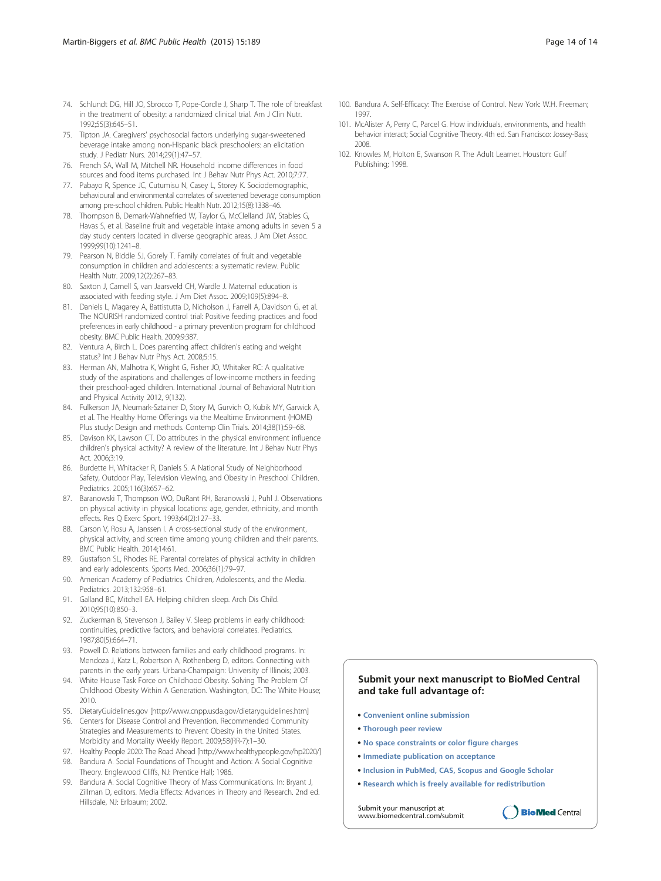74. Schlundt DG, Hill JO, Sbrocco T, Pope-Cordle J, Sharp T. The role of breakfast in the treatment of obesity: a randomized clinical trial. Am J Clin Nutr. 1992;55(3):645–51.
75. Tipton JA. Caregivers' psychosocial factors underlying sugar-sweetened beverage intake among non-Hispanic black preschoolers: an elicitation study. J Pediatr Nurs. 2014;29(1):47–57.
76. French SA, Wall M, Mitchell NR. Household income differences in food sources and food items purchased. Int J Behav Nutr Phys Act. 2010;7:77.
77. Pabayo R, Spence JC, Cutumisu N, Casey L, Storey K. Sociodemographic, behavioural and environmental correlates of sweetened beverage consumption among pre-school children. Public Health Nutr. 2012;15(8):1338–46.
78. Thompson B, Demark-Wahnefried W, Taylor G, McClelland JW, Stables G, Havas S, et al. Baseline fruit and vegetable intake among adults in seven 5 a day study centers located in diverse geographic areas. J Am Diet Assoc. 1999;99(10):1241–8.
79. Pearson N, Biddle SJ, Gorely T. Family correlates of fruit and vegetable consumption in children and adolescents: a systematic review. Public Health Nutr. 2009;12(2):267–83.
80. Saxton J, Carnell S, van Jaarsveld CH, Wardle J. Maternal education is associated with feeding style. J Am Diet Assoc. 2009;109(5):894–8.
81. Daniels L, Magarey A, Battistutta D, Nicholson J, Farrell A, Davidson G, et al. The NOURISH randomized control trial: Positive feeding practices and food preferences in early childhood - a primary prevention program for childhood obesity. BMC Public Health. 2009;9:387.
82. Ventura A, Birch L. Does parenting affect children's eating and weight status? Int J Behav Nutr Phys Act. 2008;5:15.
83. Herman AN, Malhotra K, Wright G, Fisher JO, Whitaker RC: A qualitative study of the aspirations and challenges of low-income mothers in feeding their preschool-aged children. International Journal of Behavioral Nutrition and Physical Activity 2012, 9(132).
84. Fulkerson JA, Neumark-Sztainer D, Story M, Gurvich O, Kubik MY, Garwick A, et al. The Healthy Home Offerings via the Mealtime Environment (HOME) Plus study: Design and methods. Contemp Clin Trials. 2014;38(1):59–68.
85. Davison KK, Lawson CT. Do attributes in the physical environment influence children's physical activity? A review of the literature. Int J Behav Nutr Phys Act. 2006;3:19.
86. Burdette H, Whitacker R, Daniels S. A National Study of Neighborhood Safety, Outdoor Play, Television Viewing, and Obesity in Preschool Children. Pediatrics. 2005;116(3):657–62.
87. Baranowski T, Thompson WO, DuRant RH, Baranowski J, Puhl J. Observations on physical activity in physical locations: age, gender, ethnicity, and month effects. Res Q Exerc Sport. 1993;64(2):127–33.
88. Carson V, Rosu A, Janssen I. A cross-sectional study of the environment, physical activity, and screen time among young children and their parents. BMC Public Health. 2014;14:61.
89. Gustafson SL, Rhodes RE. Parental correlates of physical activity in children and early adolescents. Sports Med. 2006;36(1):79–97.
90. American Academy of Pediatrics. Children, Adolescents, and the Media. Pediatrics. 2013;132:958–61.
91. Galland BC, Mitchell EA. Helping children sleep. Arch Dis Child. 2010;95(10):850–3.
92. Zuckerman B, Stevenson J, Bailey V. Sleep problems in early childhood: continuities, predictive factors, and behavioral correlates. Pediatrics. 1987;80(5):664–71.
93. Powell D. Relations between families and early childhood programs. In: Mendoza J, Katz L, Robertson A, Rothenberg D, editors. Connecting with parents in the early years. Urbana-Champaign: University of Illinois; 2003.
94. White House Task Force on Childhood Obesity. Solving The Problem Of Childhood Obesity Within A Generation. Washington, DC: The White House; 2010.
95. DietaryGuidelines.gov [http://www.cnpp.usda.gov/dietaryguidelines.htm]
96. Centers for Disease Control and Prevention. Recommended Community Strategies and Measurements to Prevent Obesity in the United States. Morbidity and Mortality Weekly Report. 2009;58(RR-7):1–30.
97. Healthy People 2020: The Road Ahead [http://www.healthypeople.gov/hp2020/]
98. Bandura A. Social Foundations of Thought and Action: A Social Cognitive Theory. Englewood Cliffs, NJ: Prentice Hall; 1986.
99. Bandura A. Social Cognitive Theory of Mass Communications. In: Bryant J, Zillman D, editors. Media Effects: Advances in Theory and Research. 2nd ed. Hillsdale, NJ: Erlbaum; 2002.
100. Bandura A. Self-Efficacy: The Exercise of Control. New York: W.H. Freeman; 1997.
101. McAlister A, Perry C, Parcel G. How individuals, environments, and health behavior interact; Social Cognitive Theory. 4th ed. San Francisco: Jossey-Bass; 2008.
102. Knowles M, Holton E, Swanson R. The Adult Learner. Houston: Gulf Publishing; 1998.

**Submit your next manuscript to BioMed Central and take full advantage of:**

- Convenient online submission
- Thorough peer review
- No space constraints or color figure charges
- Immediate publication on acceptance
- Inclusion in PubMed, CAS, Scopus and Google Scholar
- Research which is freely available for redistribution

Submit your manuscript at www.biomedcentral.com/submit

BioMed Central